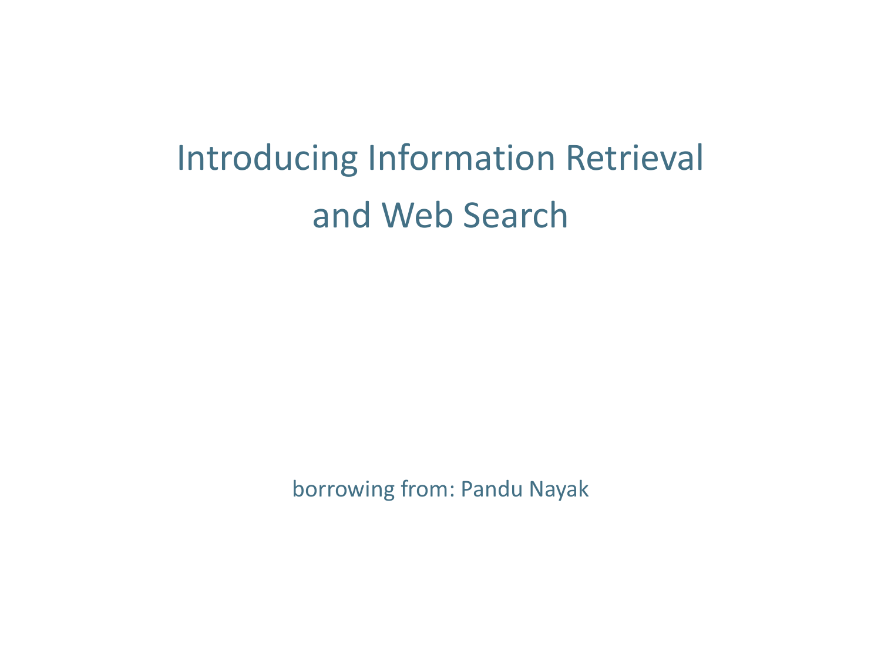# Introducing Information Retrieval and Web Search

borrowing from: Pandu Nayak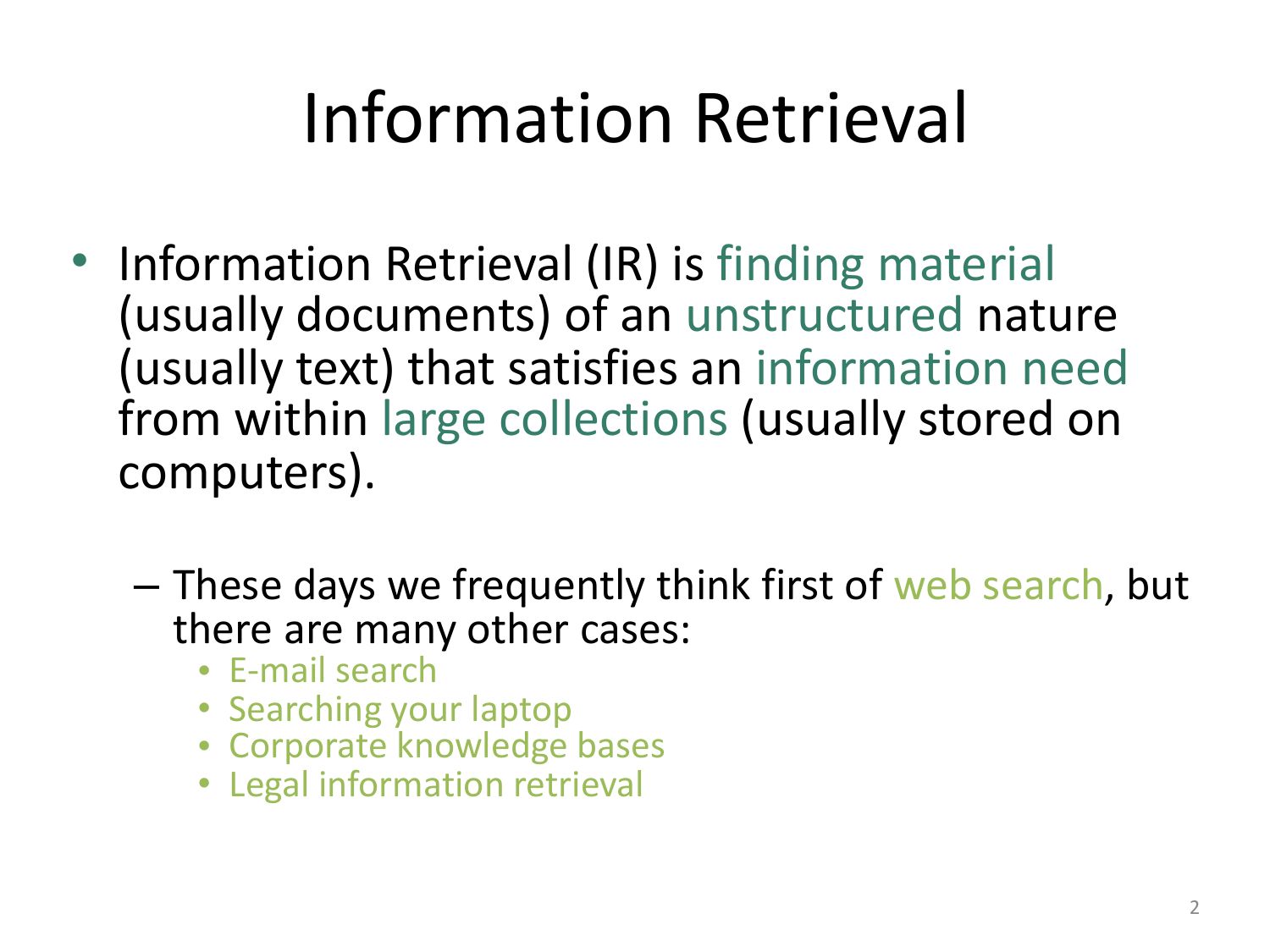# Information Retrieval

- Information Retrieval (IR) is finding material (usually documents) of an unstructured nature (usually text) that satisfies an information need from within large collections (usually stored on computers).

  – These days we frequently think first of web search, but there are many other cases:
    - E-mail search
    - Searching your laptop
    - Corporate knowledge bases
    - Legal information retrieval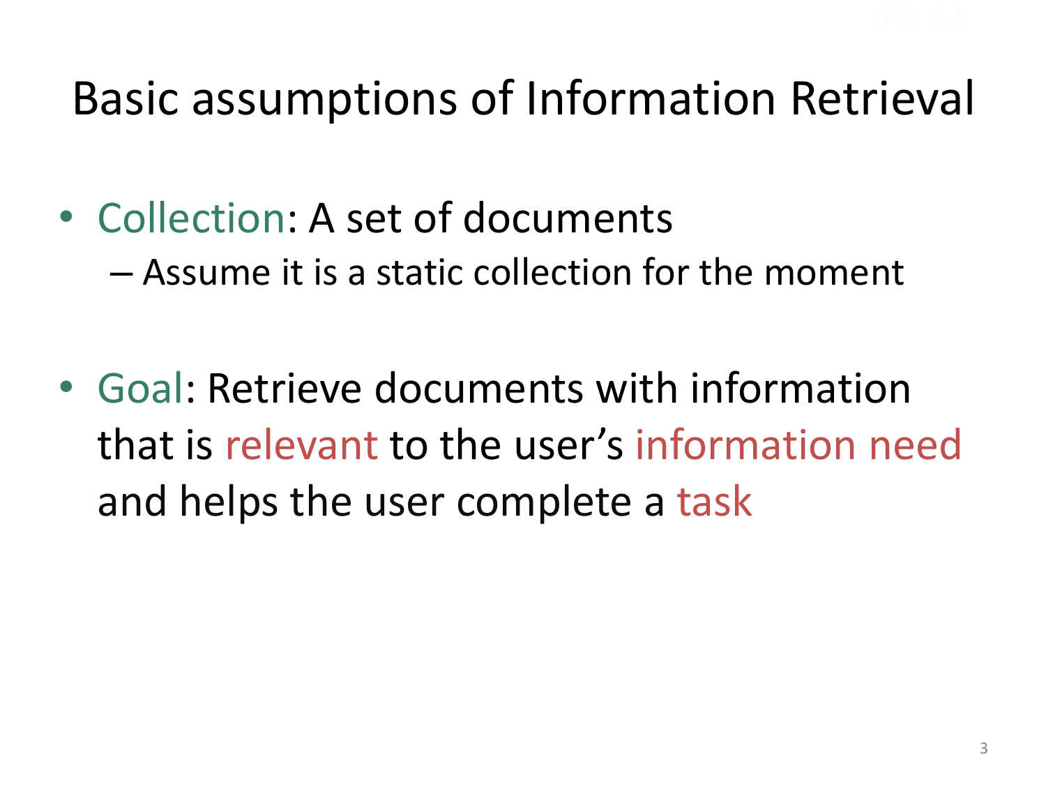# Basic assumptions of Information Retrieval

- Collection: A set of documents
  - Assume it is a static collection for the moment

- Goal: Retrieve documents with information that is relevant to the user's information need and helps the user complete a task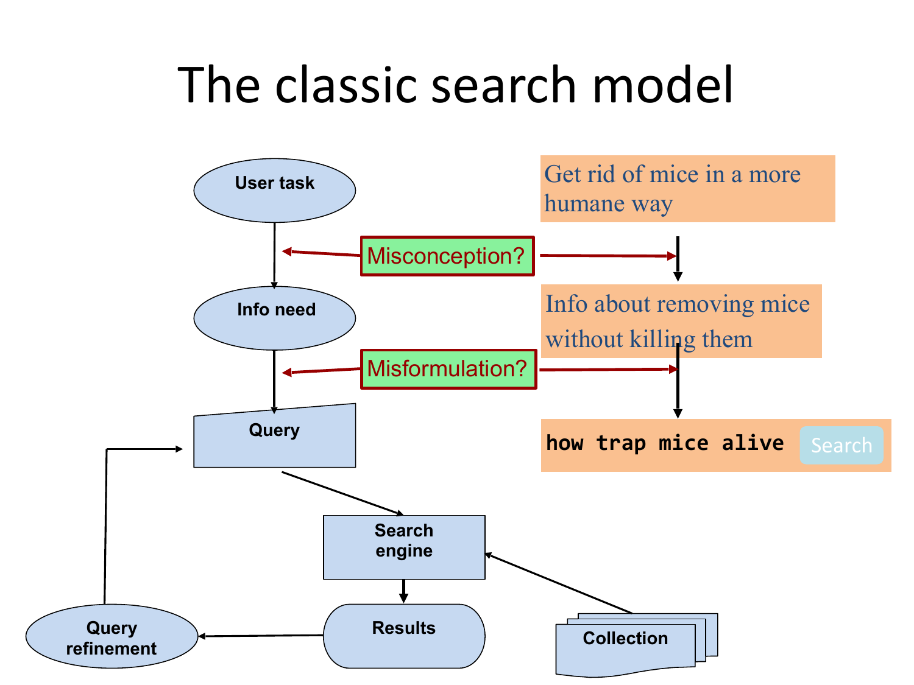# The classic search model

User task → Info need → Query → Search engine → Results → Query refinement → Query

Collection → Search engine

Misconception? (between User task and Info need)

Misformulation? (between Info need and Query)

Get rid of mice in a more humane way

Info about removing mice without killing them

```
how trap mice alive
```

Search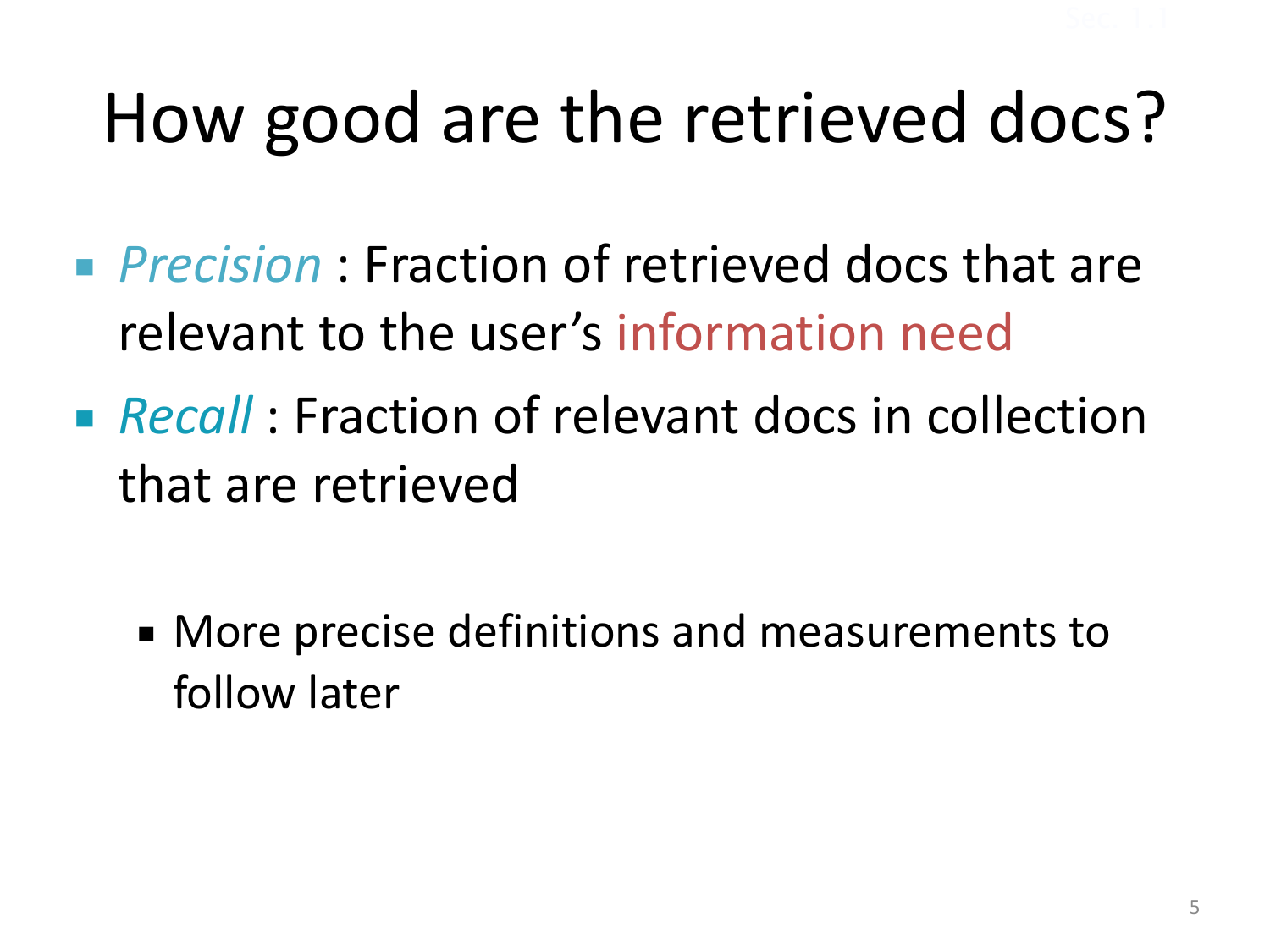# How good are the retrieved docs?

- *Precision* : Fraction of retrieved docs that are relevant to the user's information need
- *Recall* : Fraction of relevant docs in collection that are retrieved
  - More precise definitions and measurements to follow later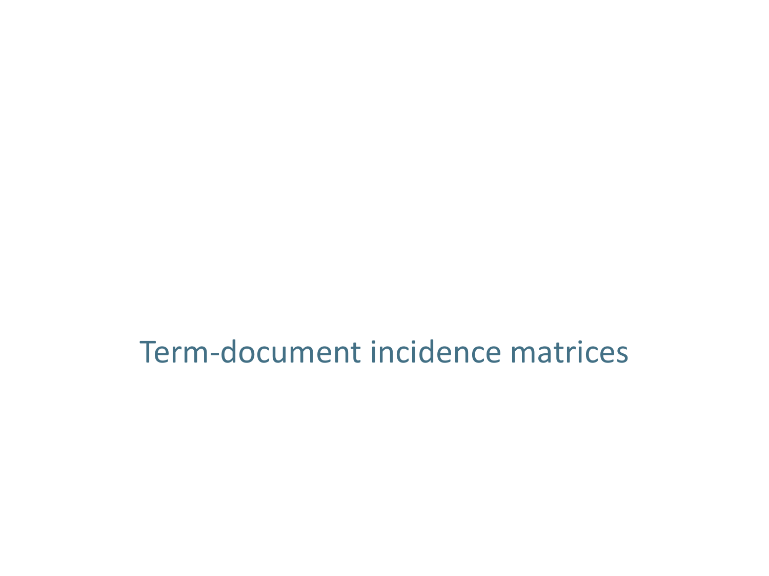# Term-document incidence matrices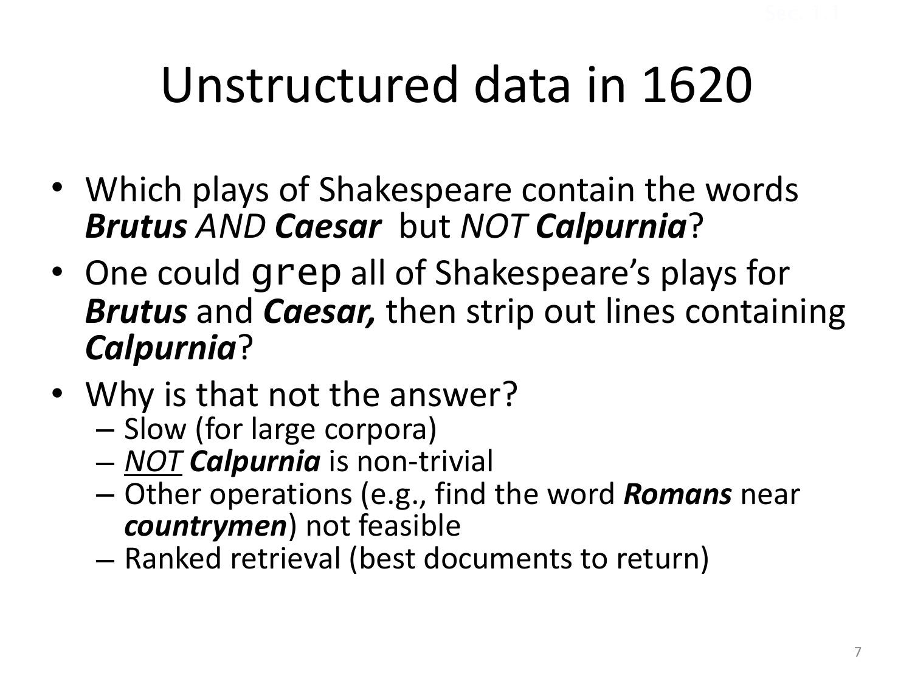# Unstructured data in 1620

- Which plays of Shakespeare contain the words ***Brutus*** *AND* ***Caesar*** but *NOT* ***Calpurnia***?
- One could `grep` all of Shakespeare's plays for ***Brutus*** and ***Caesar,*** then strip out lines containing ***Calpurnia***?
- Why is that not the answer?
  - Slow (for large corpora)
  - <u>*NOT*</u> ***Calpurnia*** is non-trivial
  - Other operations (e.g., find the word ***Romans*** near ***countrymen***) not feasible
  - Ranked retrieval (best documents to return)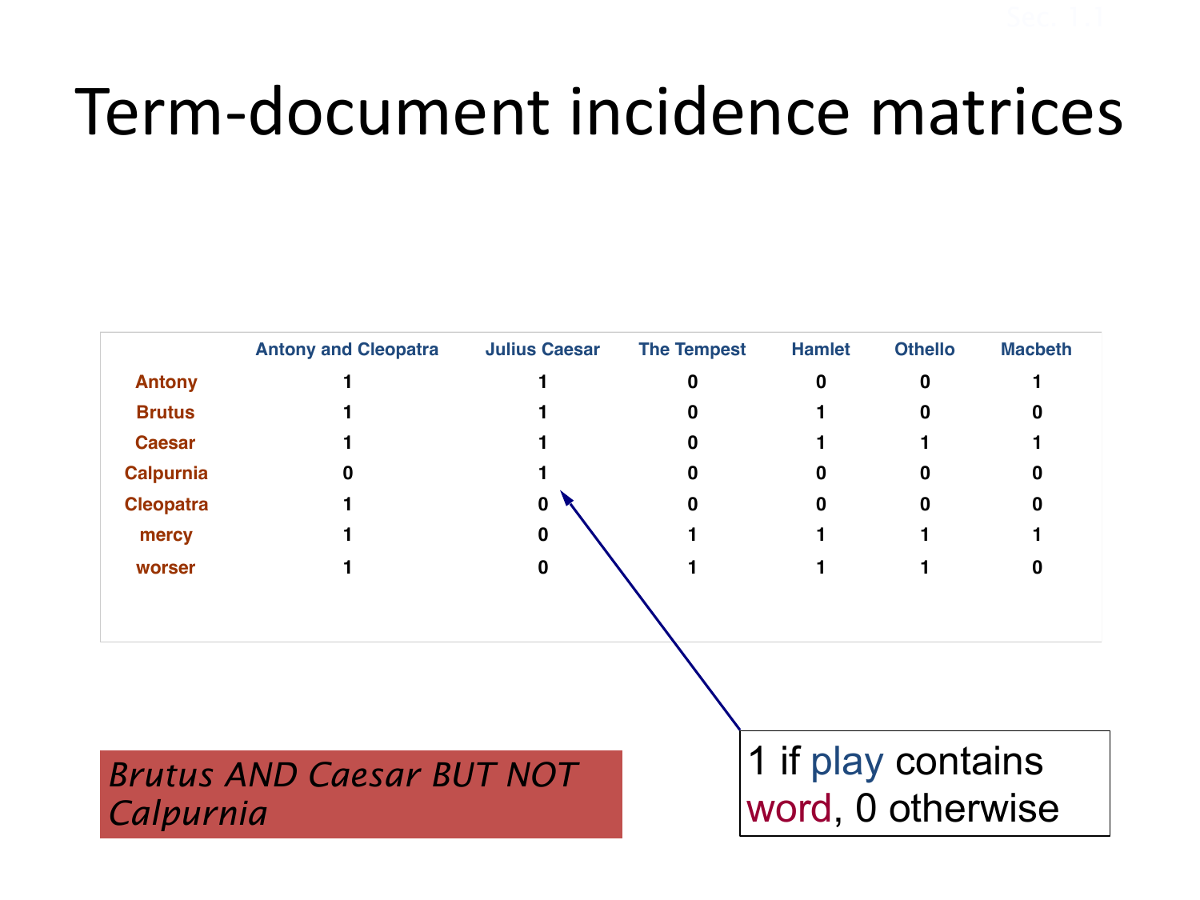# Term-document incidence matrices

| | Antony and Cleopatra | Julius Caesar | The Tempest | Hamlet | Othello | Macbeth |
|---|---|---|---|---|---|---|
| **Antony** | 1 | 1 | 0 | 0 | 0 | 1 |
| **Brutus** | 1 | 1 | 0 | 1 | 0 | 0 |
| **Caesar** | 1 | 1 | 0 | 1 | 1 | 1 |
| **Calpurnia** | 0 | 1 | 0 | 0 | 0 | 0 |
| **Cleopatra** | 1 | 0 | 0 | 0 | 0 | 0 |
| **mercy** | 1 | 0 | 1 | 1 | 1 | 1 |
| **worser** | 1 | 0 | 1 | 1 | 1 | 0 |

1 if play contains word, 0 otherwise

*Brutus AND Caesar BUT NOT Calpurnia*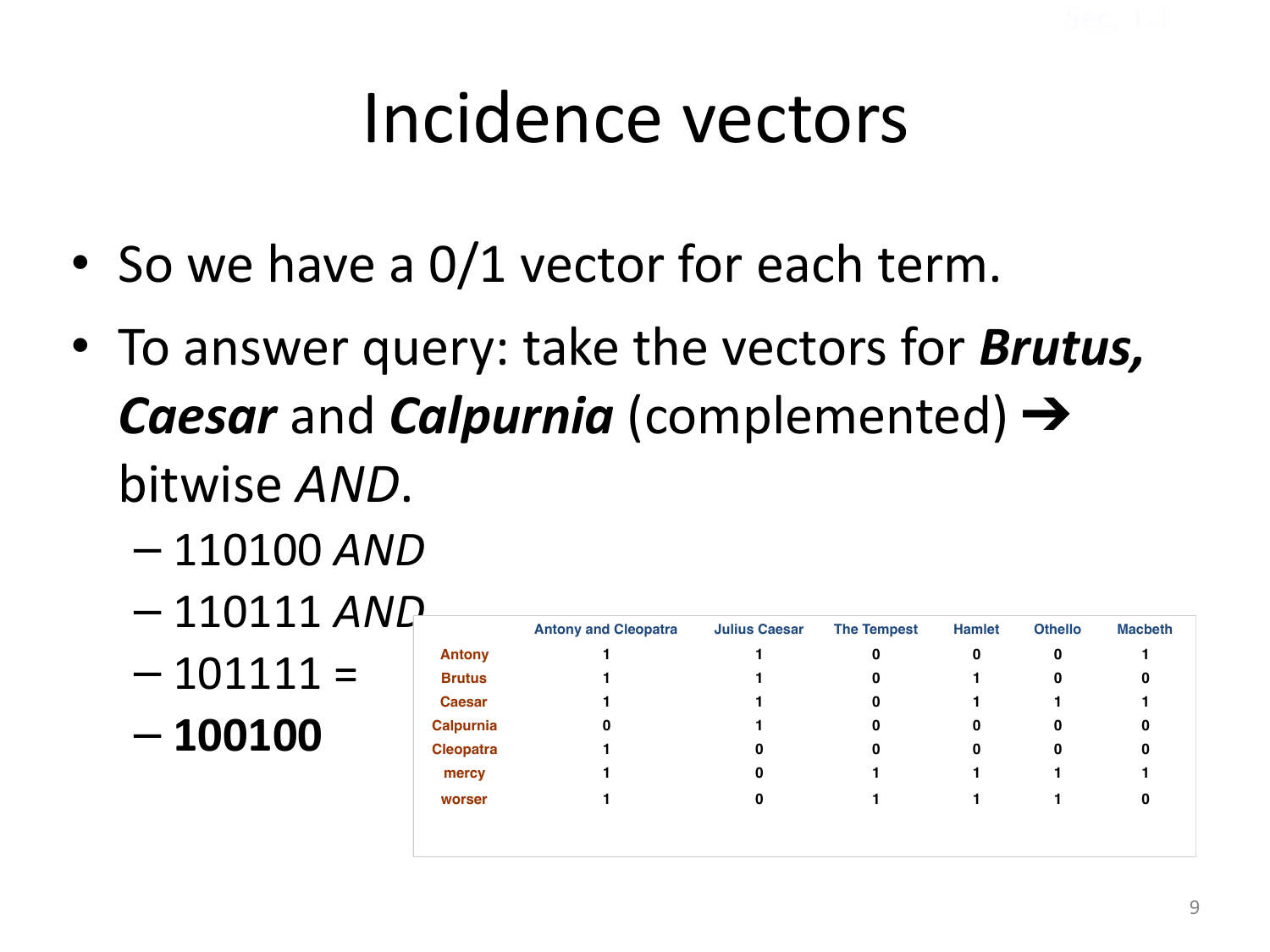# Incidence vectors

- So we have a 0/1 vector for each term.
- To answer query: take the vectors for ***Brutus, Caesar*** and ***Calpurnia*** (complemented) ➔ bitwise *AND*.
  - 110100 *AND*
  - 110111 *AND*
  - 101111 =
  - **100100**

| | Antony and Cleopatra | Julius Caesar | The Tempest | Hamlet | Othello | Macbeth |
|---|---|---|---|---|---|---|
| Antony | 1 | 1 | 0 | 0 | 0 | 1 |
| Brutus | 1 | 1 | 0 | 1 | 0 | 0 |
| Caesar | 1 | 1 | 0 | 1 | 1 | 1 |
| Calpurnia | 0 | 1 | 0 | 0 | 0 | 0 |
| Cleopatra | 1 | 0 | 0 | 0 | 0 | 0 |
| mercy | 1 | 0 | 1 | 1 | 1 | 1 |
| worser | 1 | 0 | 1 | 1 | 1 | 0 |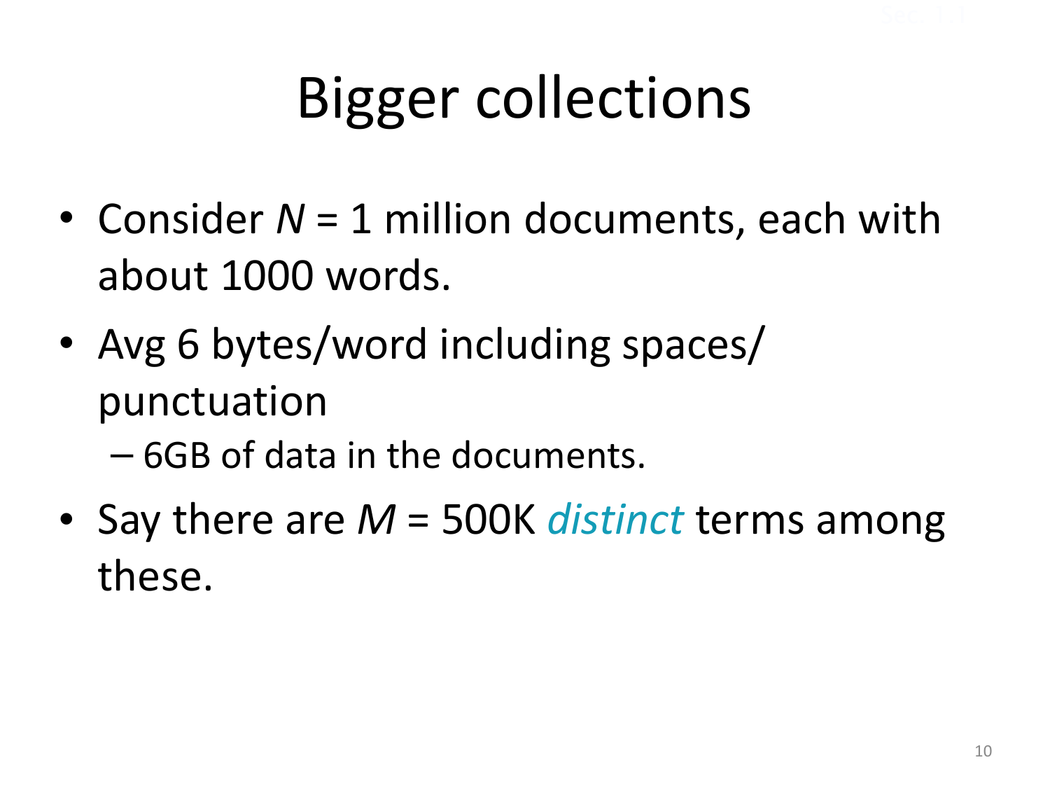# Bigger collections

- Consider $N$ = 1 million documents, each with about 1000 words.
- Avg 6 bytes/word including spaces/ punctuation
  - 6GB of data in the documents.
- Say there are $M$ = 500K *distinct* terms among these.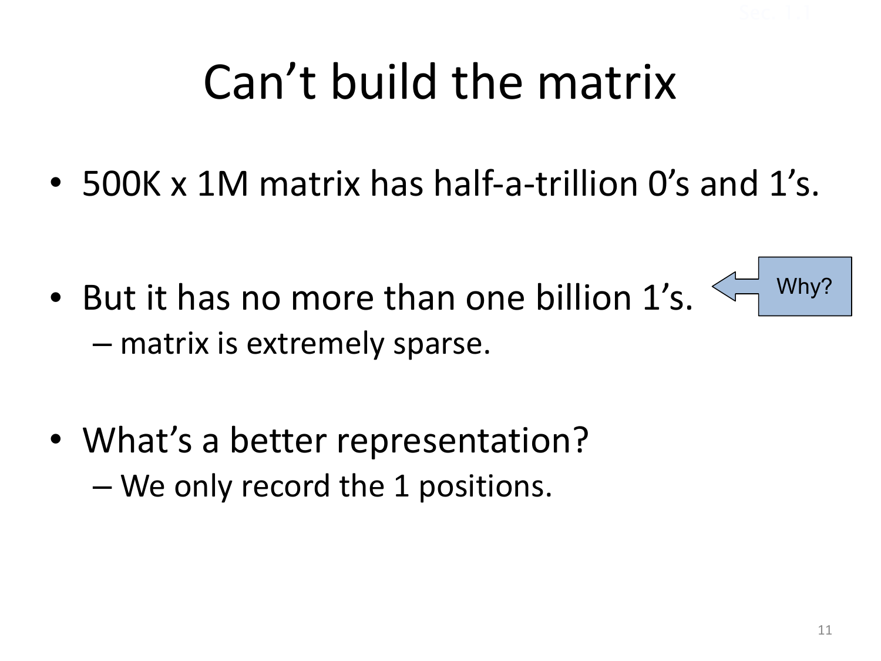# Can't build the matrix

- 500K x 1M matrix has half-a-trillion 0's and 1's.

- But it has no more than one billion 1's.
  - matrix is extremely sparse.

Why?

- What's a better representation?
  - We only record the 1 positions.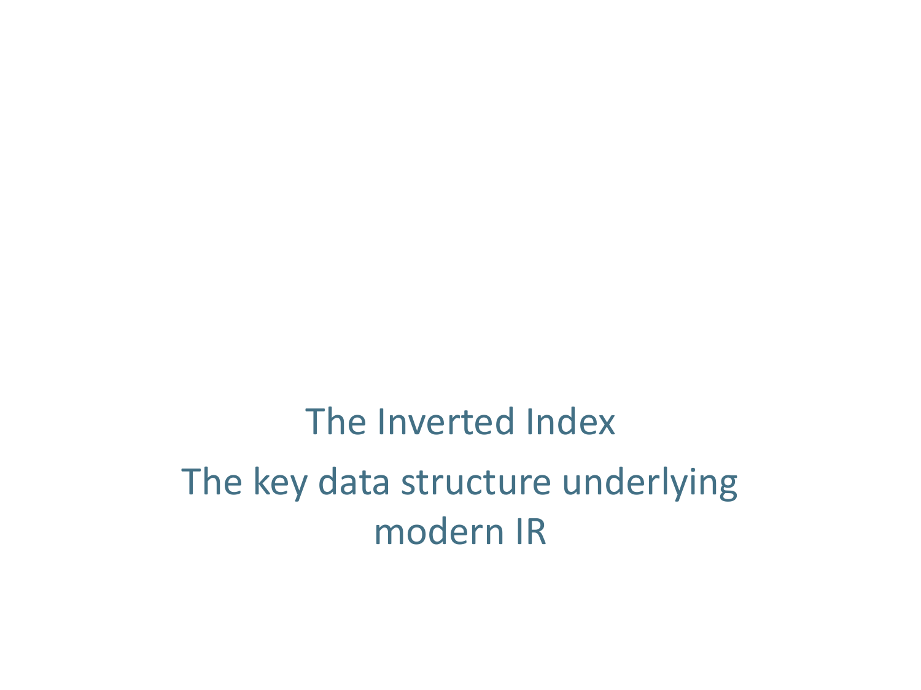# The Inverted Index

## The key data structure underlying modern IR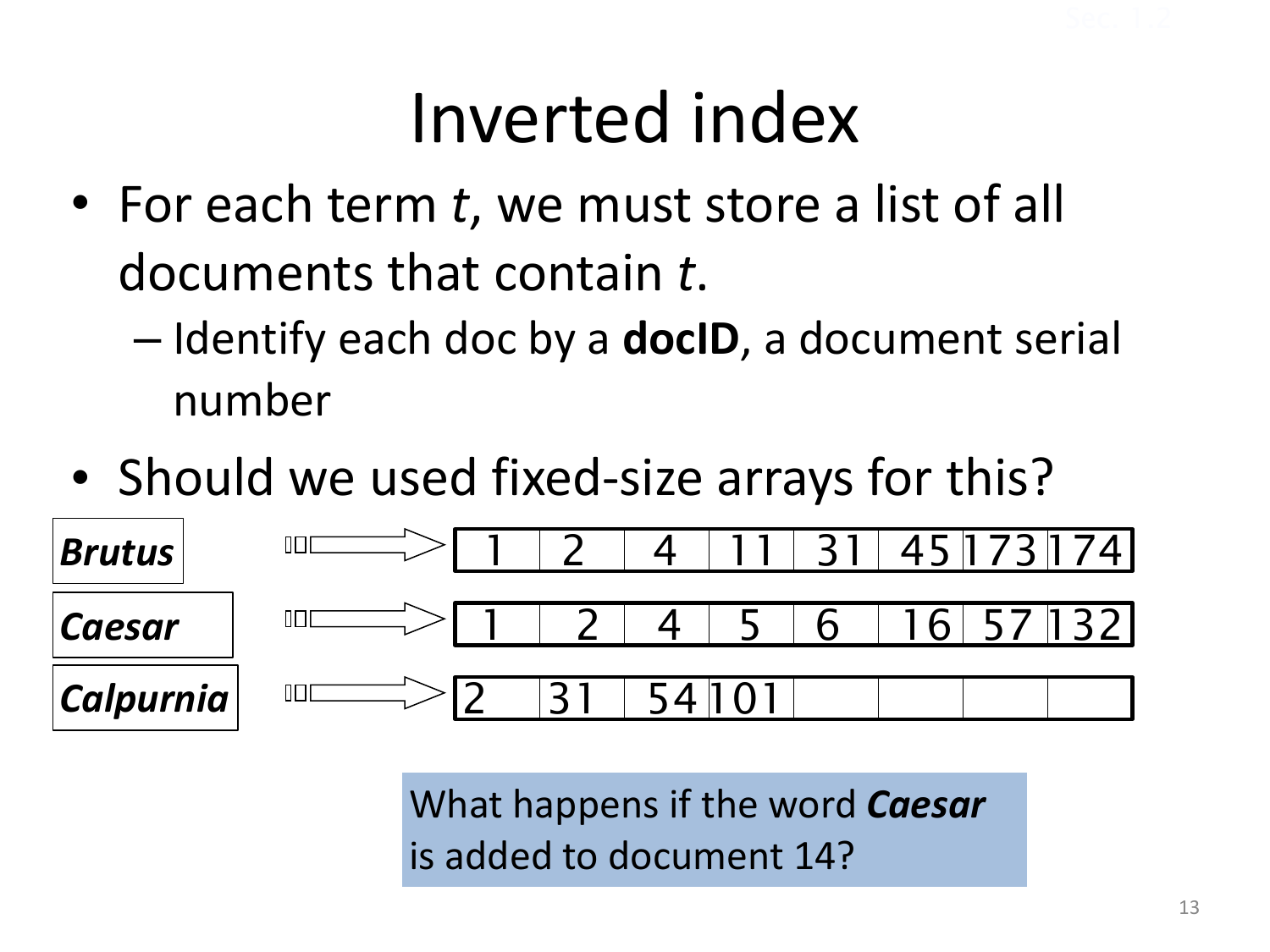# Inverted index

- For each term *t*, we must store a list of all documents that contain *t*.
  - Identify each doc by a **docID**, a document serial number
- Should we used fixed-size arrays for this?

| | | | | | | | | |
|---|---|---|---|---|---|---|---|---|
| ***Brutus*** | 1 | 2 | 4 | 11 | 31 | 45 | 173 | 174 |
| ***Caesar*** | 1 | 2 | 4 | 5 | 6 | 16 | 57 | 132 |
| ***Calpurnia*** | 2 | 31 | 54 | 101 | | | | |

What happens if the word ***Caesar*** is added to document 14?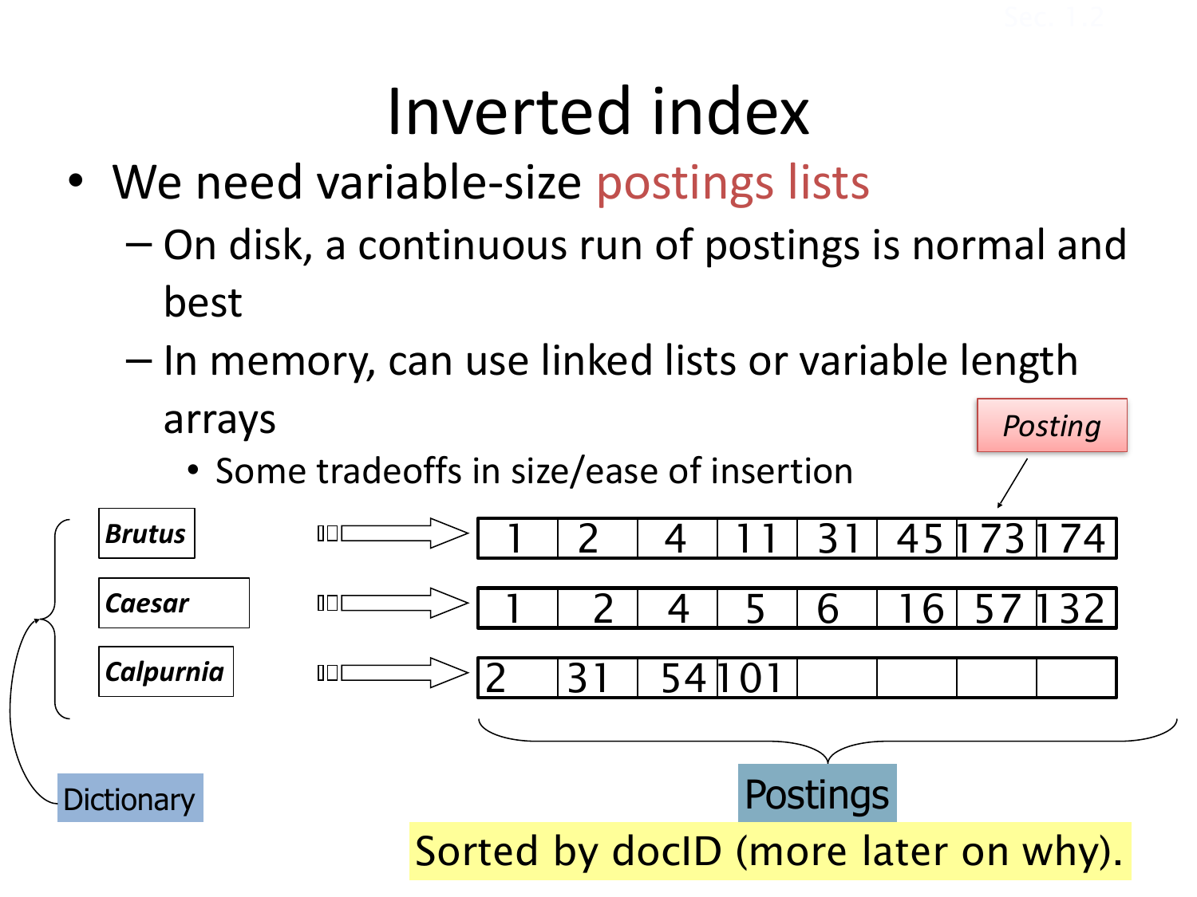# Inverted index

- We need variable-size postings lists
  - On disk, a continuous run of postings is normal and best
  - In memory, can use linked lists or variable length arrays
    - Some tradeoffs in size/ease of insertion

*Posting*

| Dictionary | Postings | | | | | | | |
|---|---|---|---|---|---|---|---|---|
| ***Brutus*** | 1 | 2 | 4 | 11 | 31 | 45 | 173 | 174 |
| ***Caesar*** | 1 | 2 | 4 | 5 | 6 | 16 | 57 | 132 |
| ***Calpurnia*** | 2 | 31 | 54 | 101 | | | | |

Dictionary

Postings

Sorted by docID (more later on why).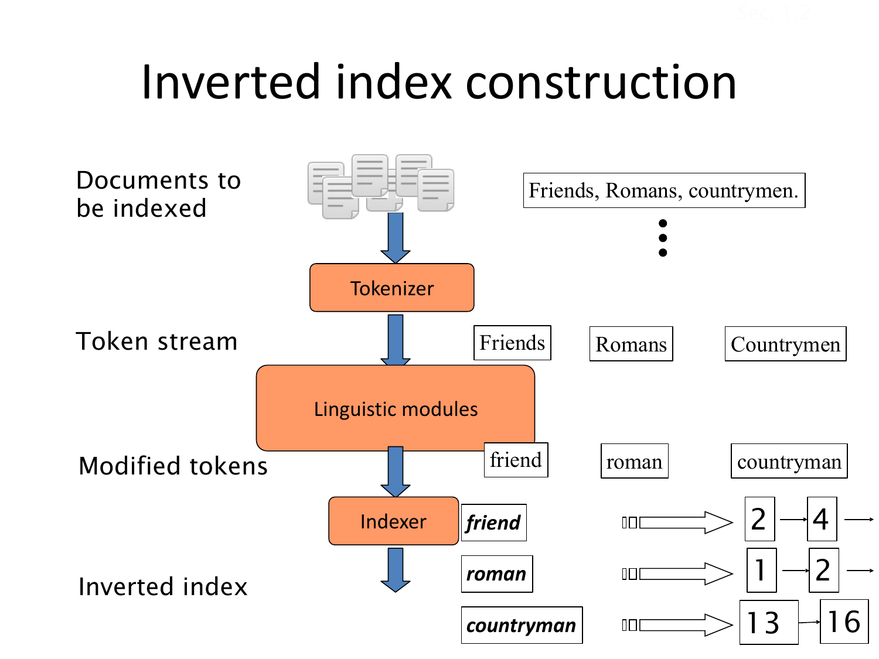# Inverted index construction

Documents to be indexed

Friends, Romans, countrymen.

⋮

Tokenizer

Token stream

Friends | Romans | Countrymen

Linguistic modules

Modified tokens

friend | roman | countryman

Indexer

Inverted index

***friend*** → 2 → 4 →

***roman*** → 1 → 2 →

***countryman*** → 13 → 16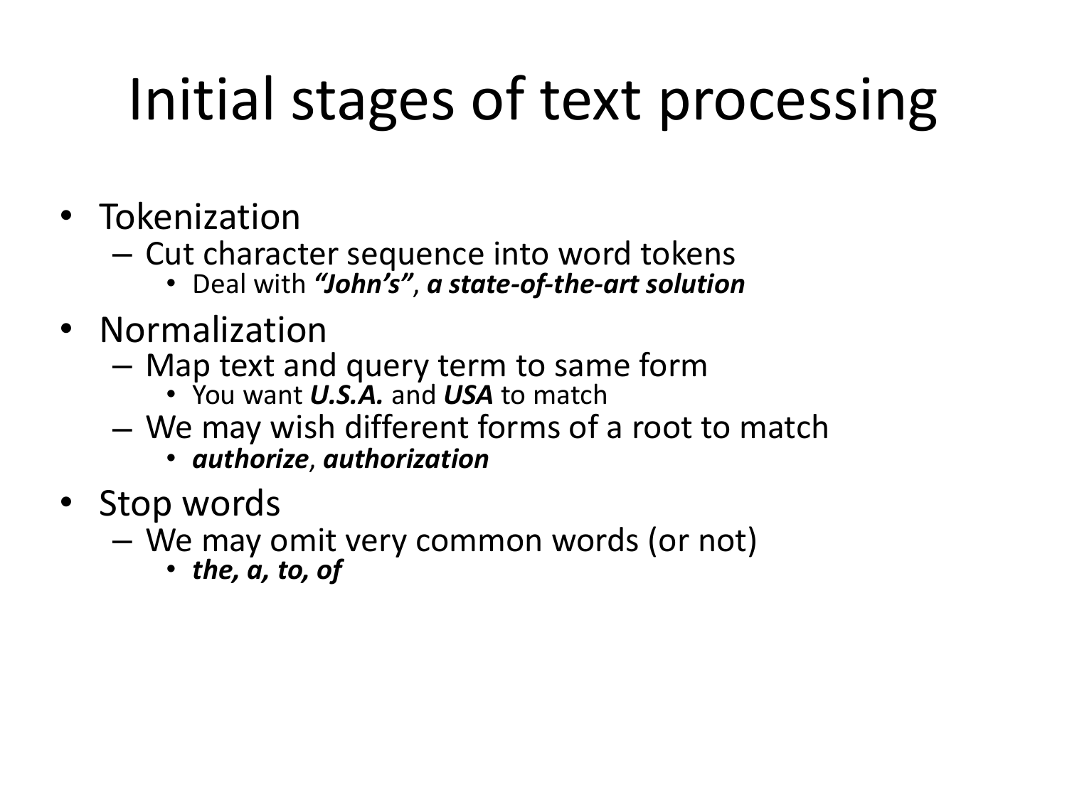# Initial stages of text processing

- Tokenization
  - Cut character sequence into word tokens
    - Deal with ***"John's"***, ***a state-of-the-art solution***
- Normalization
  - Map text and query term to same form
    - You want ***U.S.A.*** and ***USA*** to match
  - We may wish different forms of a root to match
    - ***authorize***, ***authorization***
- Stop words
  - We may omit very common words (or not)
    - ***the, a, to, of***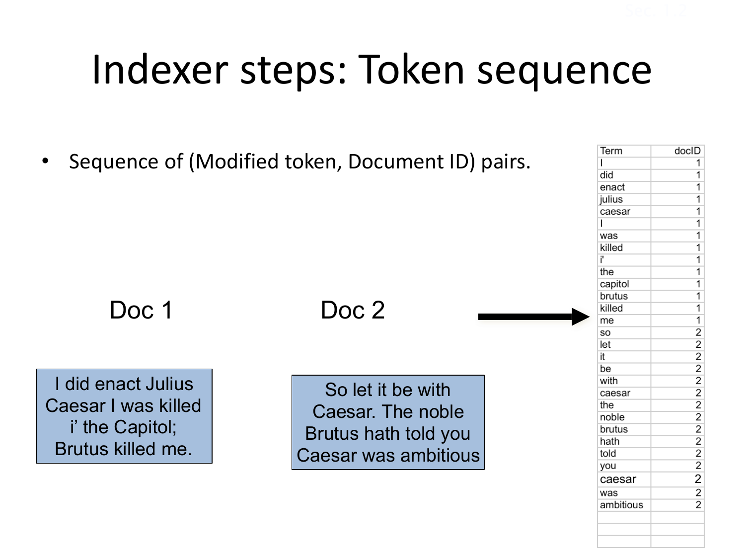# Indexer steps: Token sequence

- Sequence of (Modified token, Document ID) pairs.

Doc 1

I did enact Julius Caesar I was killed i' the Capitol; Brutus killed me.

Doc 2

So let it be with Caesar. The noble Brutus hath told you Caesar was ambitious

| Term | docID |
|---|---|
| I | 1 |
| did | 1 |
| enact | 1 |
| julius | 1 |
| caesar | 1 |
| I | 1 |
| was | 1 |
| killed | 1 |
| i' | 1 |
| the | 1 |
| capitol | 1 |
| brutus | 1 |
| killed | 1 |
| me | 1 |
| so | 2 |
| let | 2 |
| it | 2 |
| be | 2 |
| with | 2 |
| caesar | 2 |
| the | 2 |
| noble | 2 |
| brutus | 2 |
| hath | 2 |
| told | 2 |
| you | 2 |
| caesar | 2 |
| was | 2 |
| ambitious | 2 |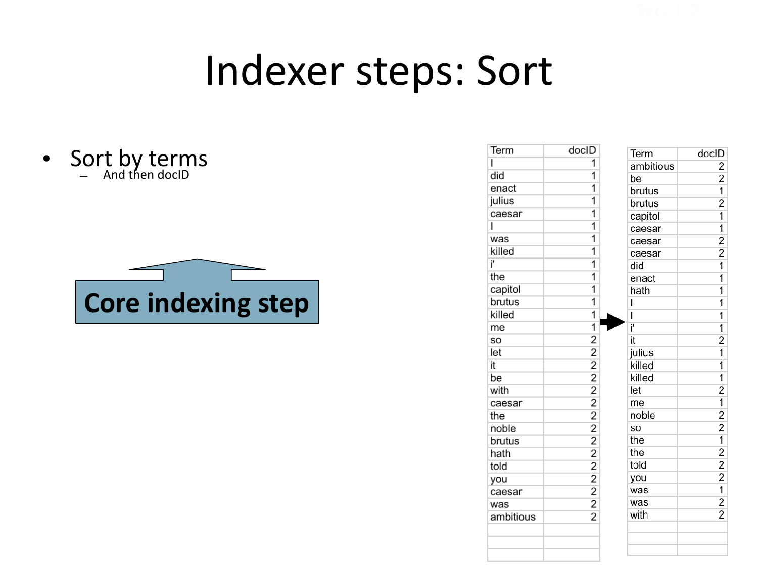# Indexer steps: Sort

- Sort by terms
  - And then docID

**Core indexing step**

| Term | docID |
|---|---|
| I | 1 |
| did | 1 |
| enact | 1 |
| julius | 1 |
| caesar | 1 |
| I | 1 |
| was | 1 |
| killed | 1 |
| i' | 1 |
| the | 1 |
| capitol | 1 |
| brutus | 1 |
| killed | 1 |
| me | 1 |
| so | 2 |
| let | 2 |
| it | 2 |
| be | 2 |
| with | 2 |
| caesar | 2 |
| the | 2 |
| noble | 2 |
| brutus | 2 |
| hath | 2 |
| told | 2 |
| you | 2 |
| caesar | 2 |
| was | 2 |
| ambitious | 2 |

→

| Term | docID |
|---|---|
| ambitious | 2 |
| be | 2 |
| brutus | 1 |
| brutus | 2 |
| capitol | 1 |
| caesar | 1 |
| caesar | 2 |
| caesar | 2 |
| did | 1 |
| enact | 1 |
| hath | 1 |
| I | 1 |
| I | 1 |
| i' | 1 |
| it | 2 |
| julius | 1 |
| killed | 1 |
| killed | 1 |
| let | 2 |
| me | 1 |
| noble | 2 |
| so | 2 |
| the | 1 |
| the | 2 |
| told | 2 |
| you | 2 |
| was | 1 |
| was | 2 |
| with | 2 |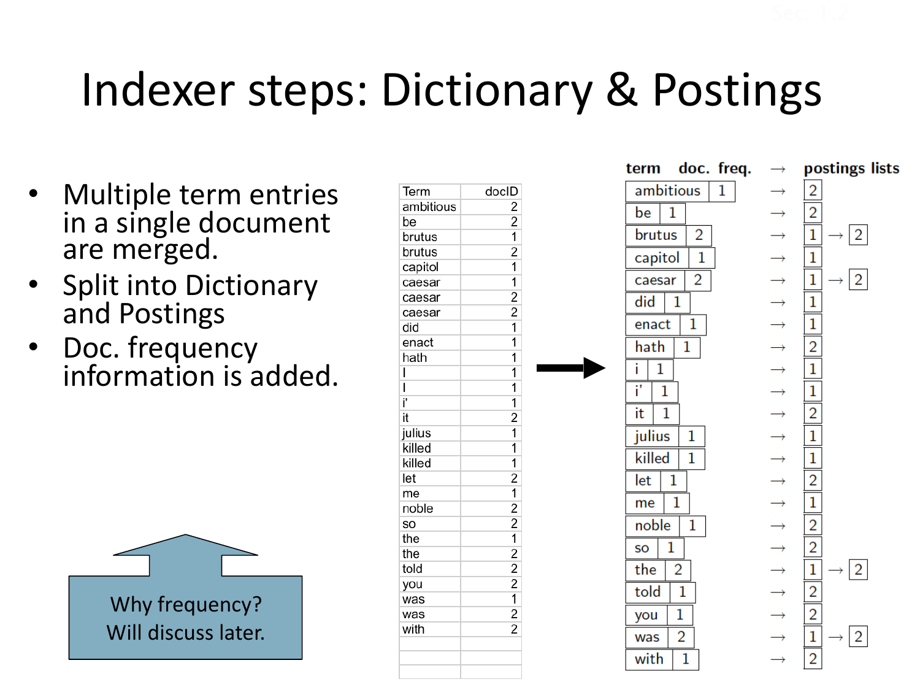# Indexer steps: Dictionary & Postings

- Multiple term entries in a single document are merged.
- Split into Dictionary and Postings
- Doc. frequency information is added.

Why frequency? Will discuss later.

| Term | docID |
|---|---|
| ambitious | 2 |
| be | 2 |
| brutus | 1 |
| brutus | 2 |
| capitol | 1 |
| caesar | 1 |
| caesar | 2 |
| caesar | 2 |
| did | 1 |
| enact | 1 |
| hath | 1 |
| I | 1 |
| I | 1 |
| i' | 1 |
| it | 2 |
| julius | 1 |
| killed | 1 |
| killed | 1 |
| let | 2 |
| me | 1 |
| noble | 2 |
| so | 2 |
| the | 1 |
| the | 2 |
| told | 2 |
| you | 2 |
| was | 1 |
| was | 2 |
| with | 2 |

| term | doc. freq. | → | postings lists |
|---|---|---|---|
| ambitious | 1 | → | 2 |
| be | 1 | → | 2 |
| brutus | 2 | → | 1 → 2 |
| capitol | 1 | → | 1 |
| caesar | 2 | → | 1 → 2 |
| did | 1 | → | 1 |
| enact | 1 | → | 1 |
| hath | 1 | → | 2 |
| i | 1 | → | 1 |
| i' | 1 | → | 1 |
| it | 1 | → | 2 |
| julius | 1 | → | 1 |
| killed | 1 | → | 1 |
| let | 1 | → | 2 |
| me | 1 | → | 1 |
| noble | 1 | → | 2 |
| so | 1 | → | 2 |
| the | 2 | → | 1 → 2 |
| told | 1 | → | 2 |
| you | 1 | → | 2 |
| was | 2 | → | 1 → 2 |
| with | 1 | → | 2 |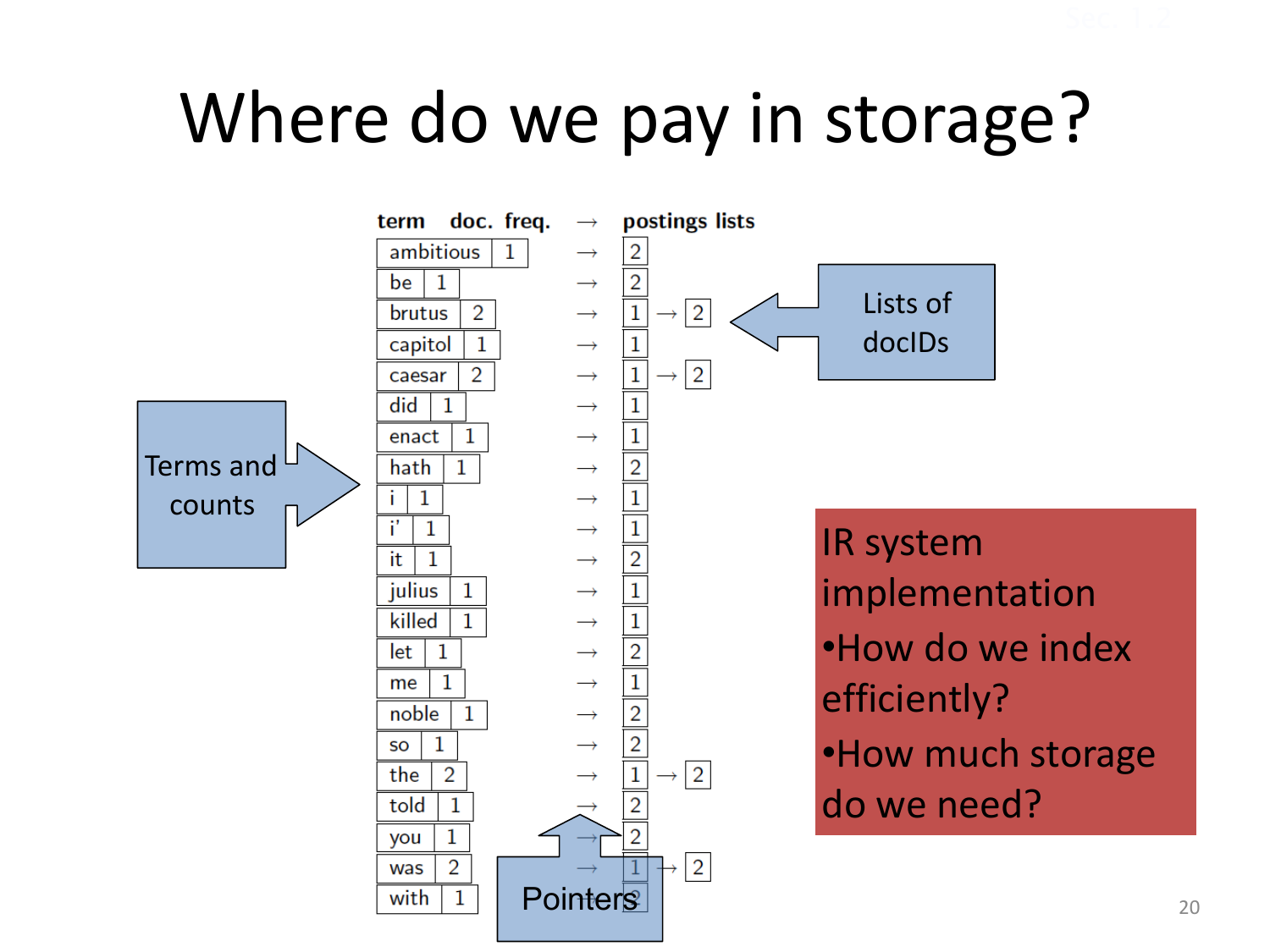# Where do we pay in storage?

| term | doc. freq. | → | postings lists |
|---|---|---|---|
| ambitious | 1 | → | 2 |
| be | 1 | → | 2 |
| brutus | 2 | → | 1 → 2 |
| capitol | 1 | → | 1 |
| caesar | 2 | → | 1 → 2 |
| did | 1 | → | 1 |
| enact | 1 | → | 1 |
| hath | 1 | → | 2 |
| i | 1 | → | 1 |
| i' | 1 | → | 1 |
| it | 1 | → | 2 |
| julius | 1 | → | 1 |
| killed | 1 | → | 1 |
| let | 1 | → | 2 |
| me | 1 | → | 1 |
| noble | 1 | → | 2 |
| so | 1 | → | 2 |
| the | 2 | → | 1 → 2 |
| told | 1 | → | 2 |
| you | 1 | → | 2 |
| was | 2 | → | 1 → 2 |
| with | 1 | → | 2 |

Terms and counts

Lists of docIDs

Pointers

IR system implementation

- How do we index efficiently?
- How much storage do we need?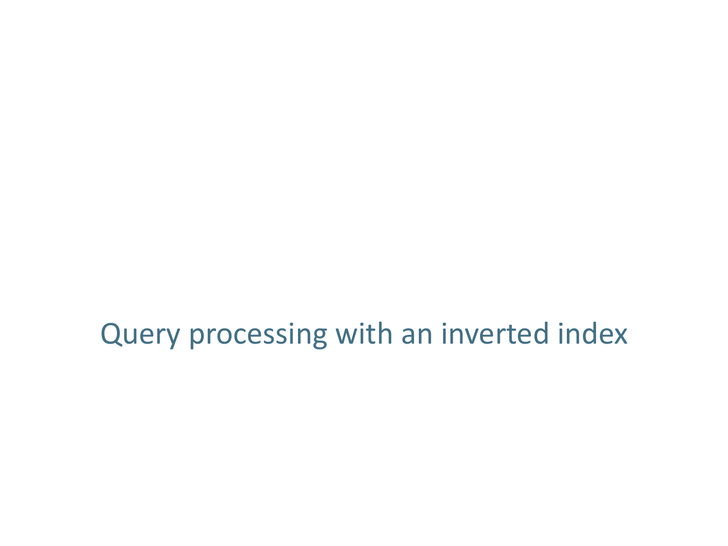# Query processing with an inverted index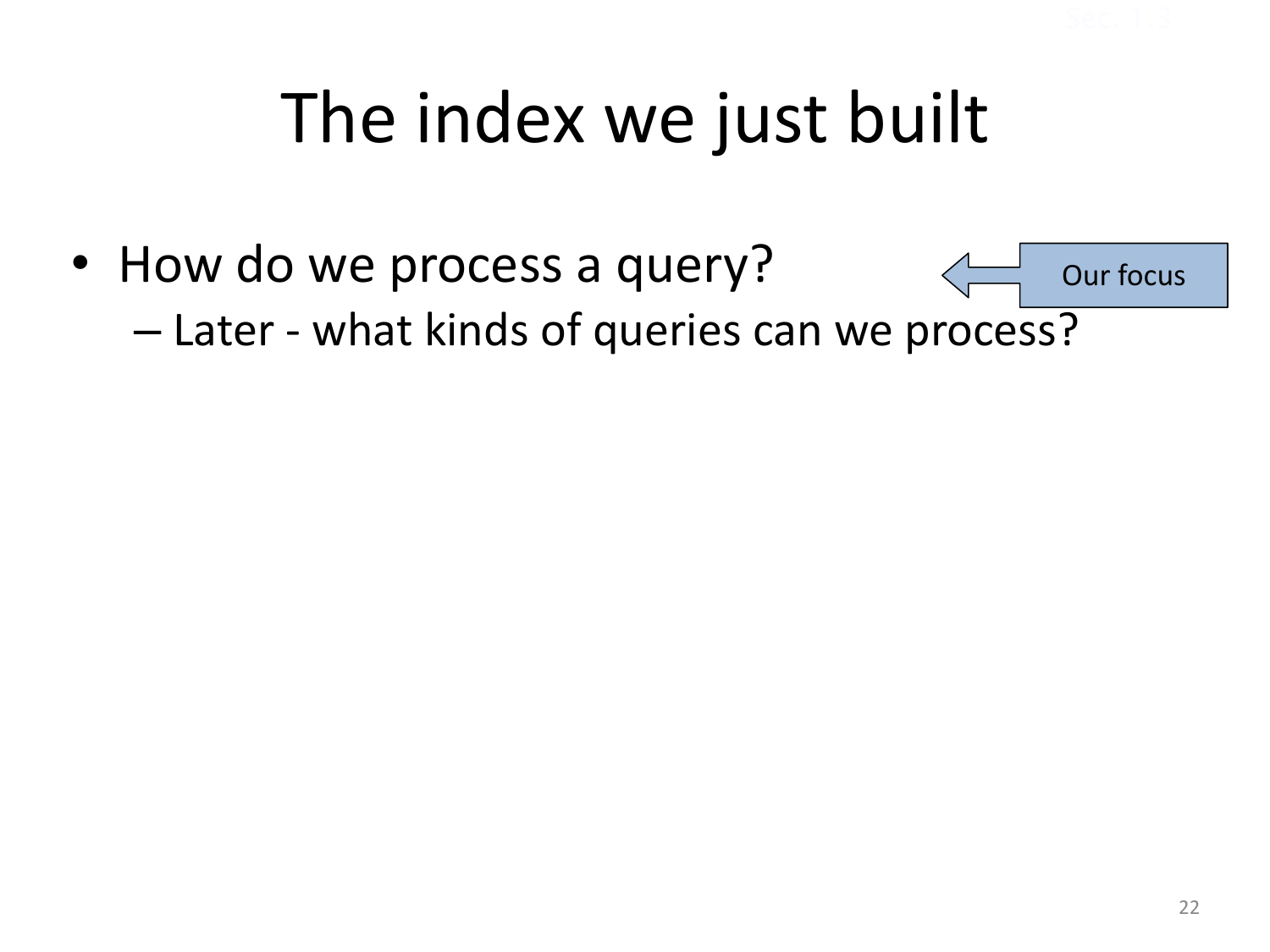# The index we just built

- How do we process a query? ← Our focus
  - Later - what kinds of queries can we process?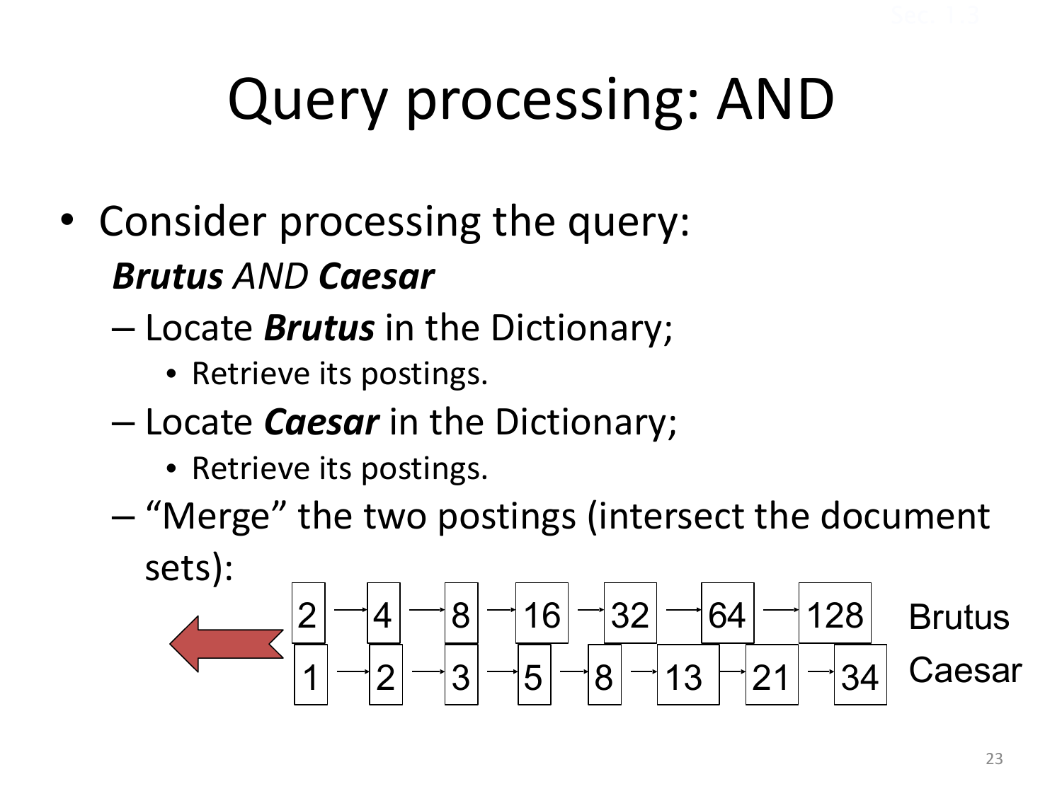# Query processing: AND

- Consider processing the query:
  ***Brutus*** *AND* ***Caesar***
  - Locate ***Brutus*** in the Dictionary;
    - Retrieve its postings.
  - Locate ***Caesar*** in the Dictionary;
    - Retrieve its postings.
  - "Merge" the two postings (intersect the document sets):

2 → 4 → 8 → 16 → 32 → 64 → 128  Brutus

1 → 2 → 3 → 5 → 8 → 13 → 21 → 34  Caesar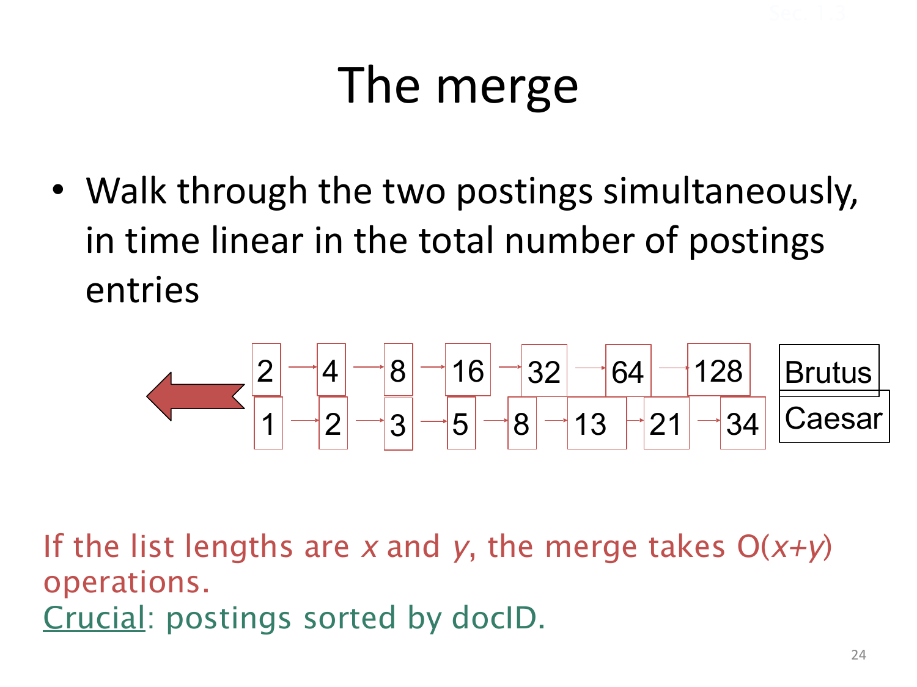# The merge

- Walk through the two postings simultaneously, in time linear in the total number of postings entries

2 → 4 → 8 → 16 → 32 → 64 → 128 Brutus

1 → 2 → 3 → 5 → 8 → 13 → 21 → 34 Caesar

If the list lengths are $x$ and $y$, the merge takes $O(x+y)$ operations.

Crucial: postings sorted by docID.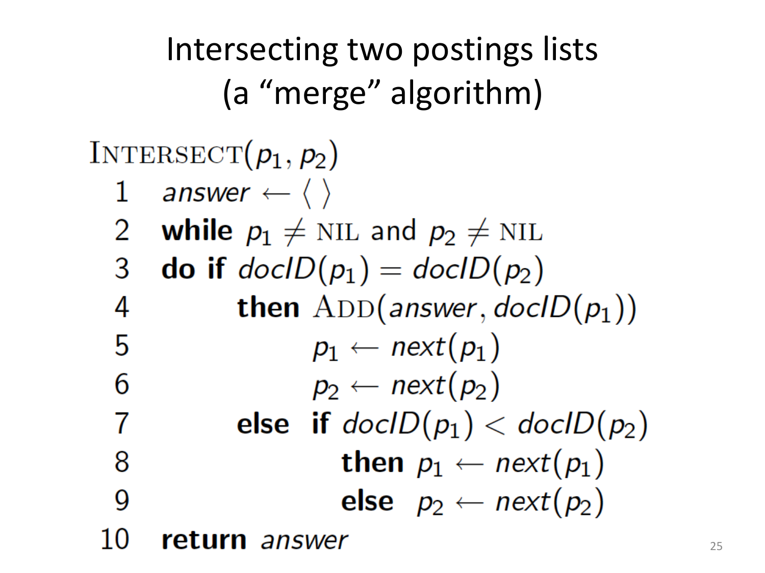# Intersecting two postings lists (a "merge" algorithm)

```
INTERSECT(p1, p2)
 1  answer ← ⟨ ⟩
 2  while p1 ≠ NIL and p2 ≠ NIL
 3  do if docID(p1) = docID(p2)
 4        then ADD(answer, docID(p1))
 5             p1 ← next(p1)
 6             p2 ← next(p2)
 7        else if docID(p1) < docID(p2)
 8               then p1 ← next(p1)
 9               else p2 ← next(p2)
10  return answer
```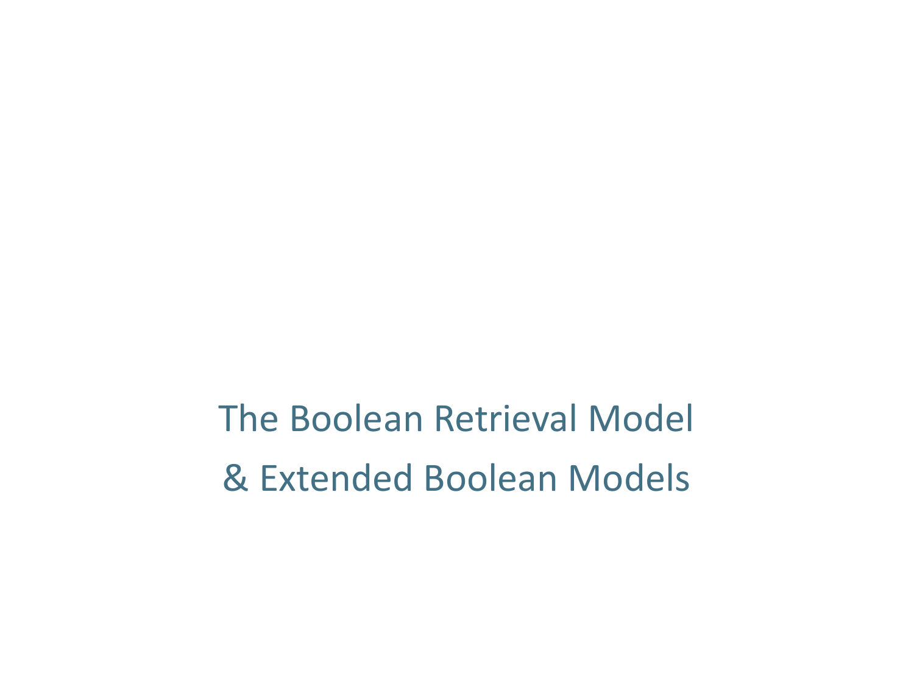# The Boolean Retrieval Model
# & Extended Boolean Models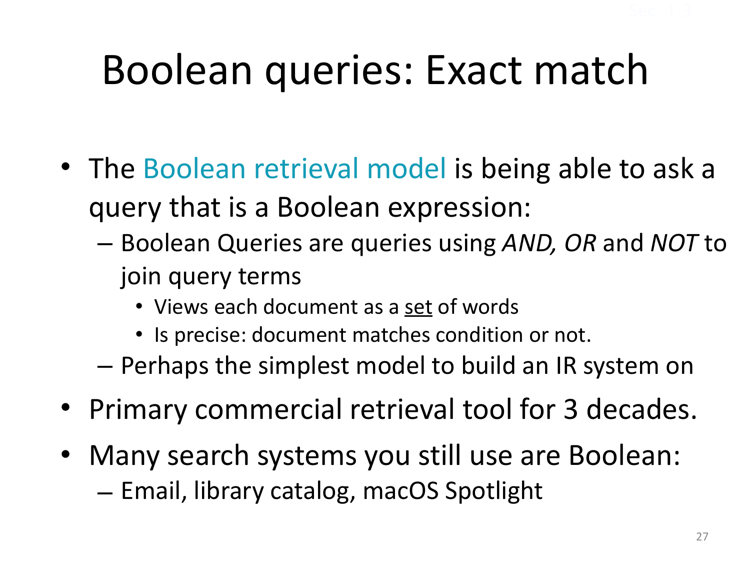# Boolean queries: Exact match

- The Boolean retrieval model is being able to ask a query that is a Boolean expression:
  - Boolean Queries are queries using *AND, OR* and *NOT* to join query terms
    - Views each document as a <u>set</u> of words
    - Is precise: document matches condition or not.
  - Perhaps the simplest model to build an IR system on
- Primary commercial retrieval tool for 3 decades.
- Many search systems you still use are Boolean:
  - Email, library catalog, macOS Spotlight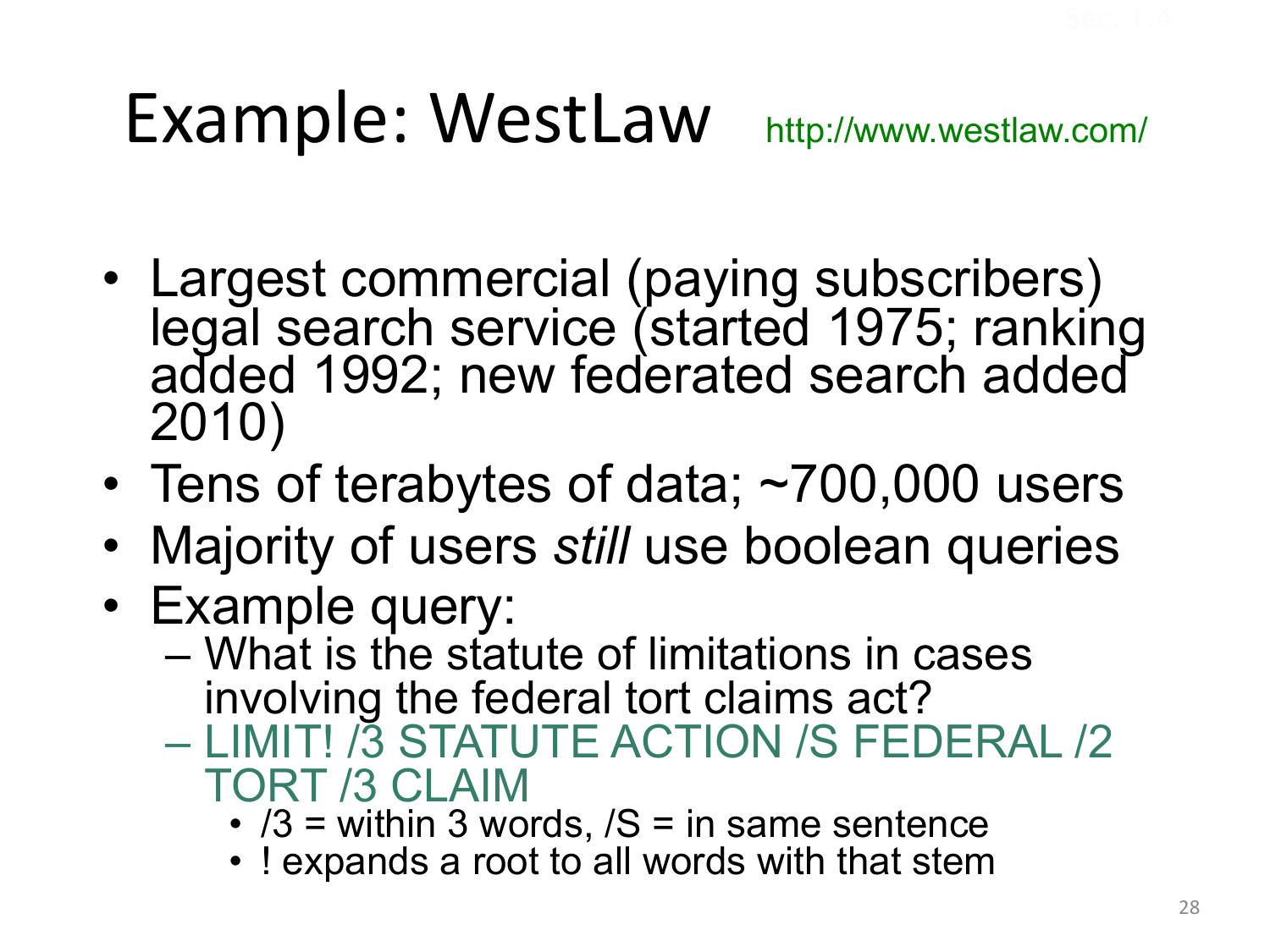# Example: WestLaw http://www.westlaw.com/

- Largest commercial (paying subscribers) legal search service (started 1975; ranking added 1992; new federated search added 2010)
- Tens of terabytes of data; ~700,000 users
- Majority of users *still* use boolean queries
- Example query:
  - What is the statute of limitations in cases involving the federal tort claims act?
  - LIMIT! /3 STATUTE ACTION /S FEDERAL /2 TORT /3 CLAIM
    - /3 = within 3 words, /S = in same sentence
    - ! expands a root to all words with that stem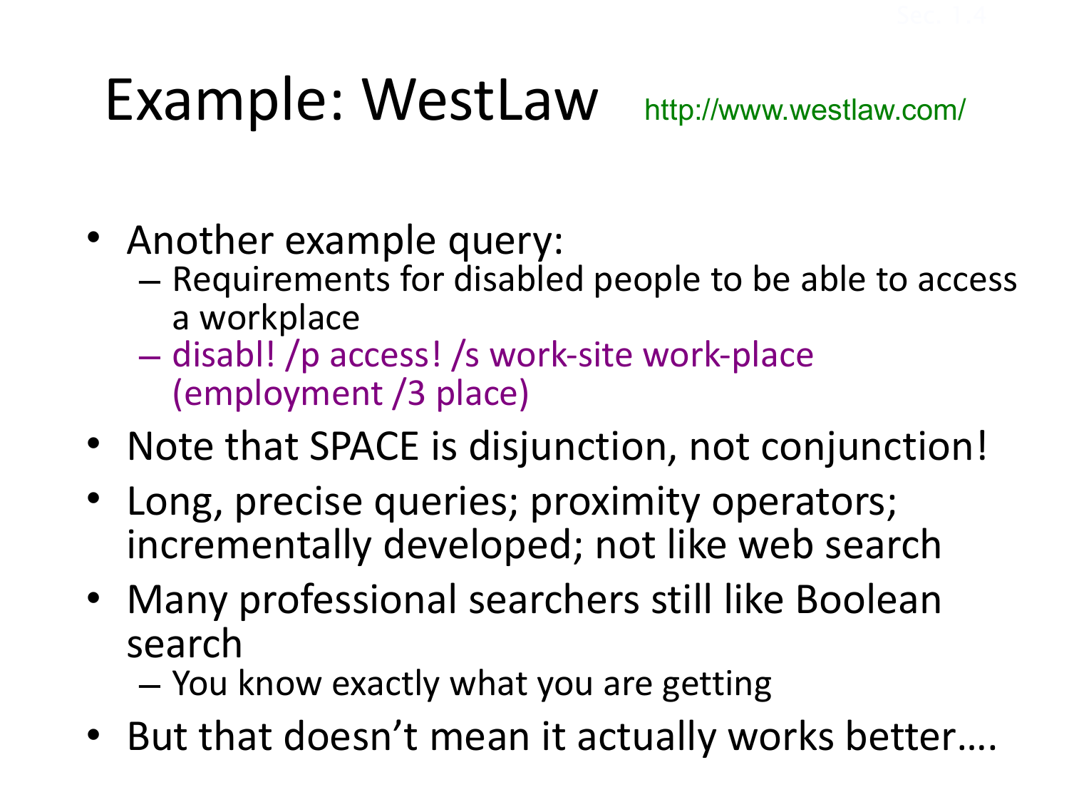# Example: WestLaw http://www.westlaw.com/

- Another example query:
  - Requirements for disabled people to be able to access a workplace
  - disabl! /p access! /s work-site work-place (employment /3 place)
- Note that SPACE is disjunction, not conjunction!
- Long, precise queries; proximity operators; incrementally developed; not like web search
- Many professional searchers still like Boolean search
  - You know exactly what you are getting
- But that doesn't mean it actually works better….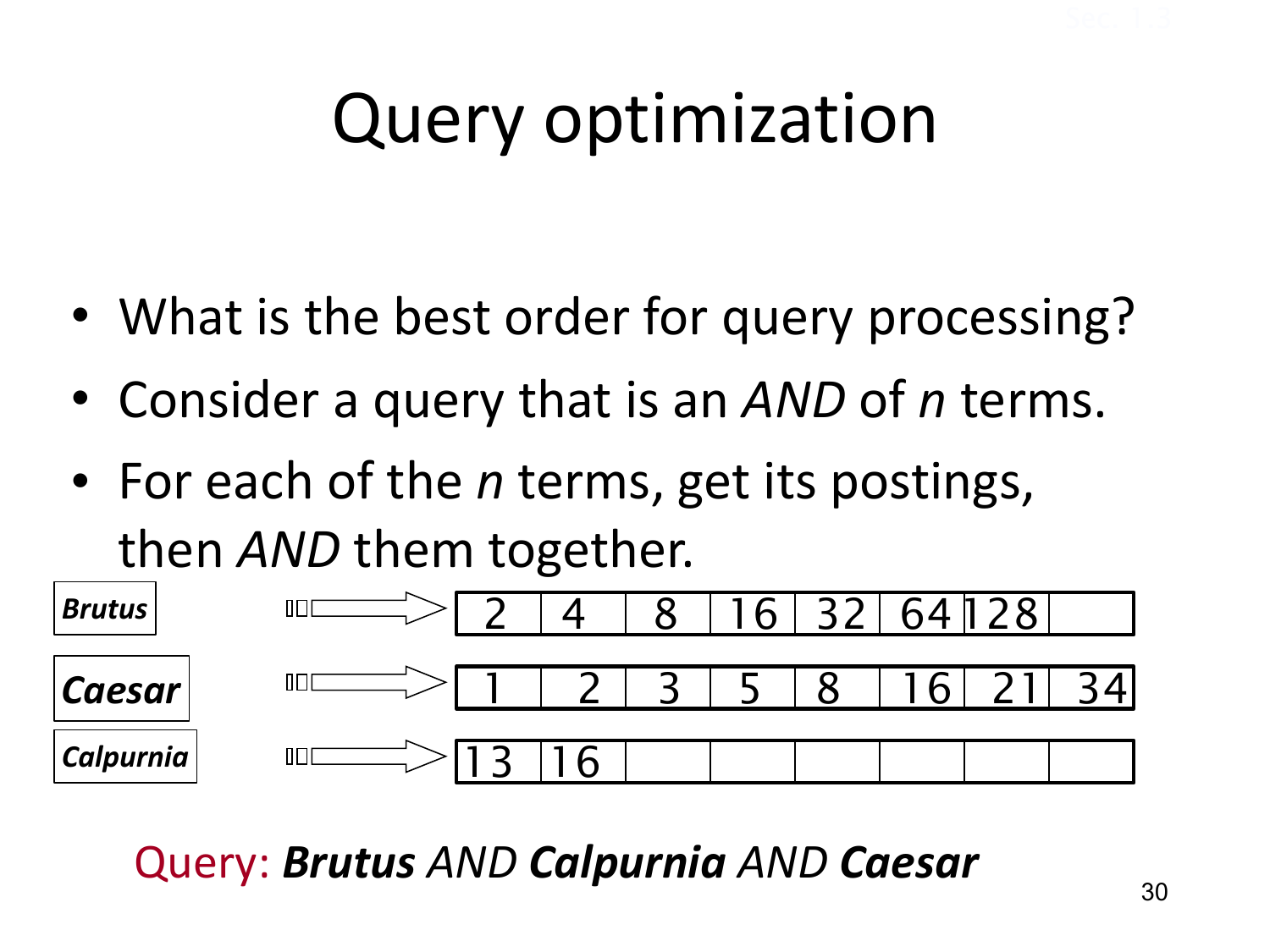# Query optimization

- What is the best order for query processing?
- Consider a query that is an *AND* of *n* terms.
- For each of the *n* terms, get its postings, then *AND* them together.

| Term | Postings | | | | | | | |
|---|---|---|---|---|---|---|---|---|
| ***Brutus*** | 2 | 4 | 8 | 16 | 32 | 64 | 128 | |
| ***Caesar*** | 1 | 2 | 3 | 5 | 8 | 16 | 21 | 34 |
| ***Calpurnia*** | 13 | 16 | | | | | | |

Query: ***Brutus*** *AND* ***Calpurnia*** *AND* ***Caesar***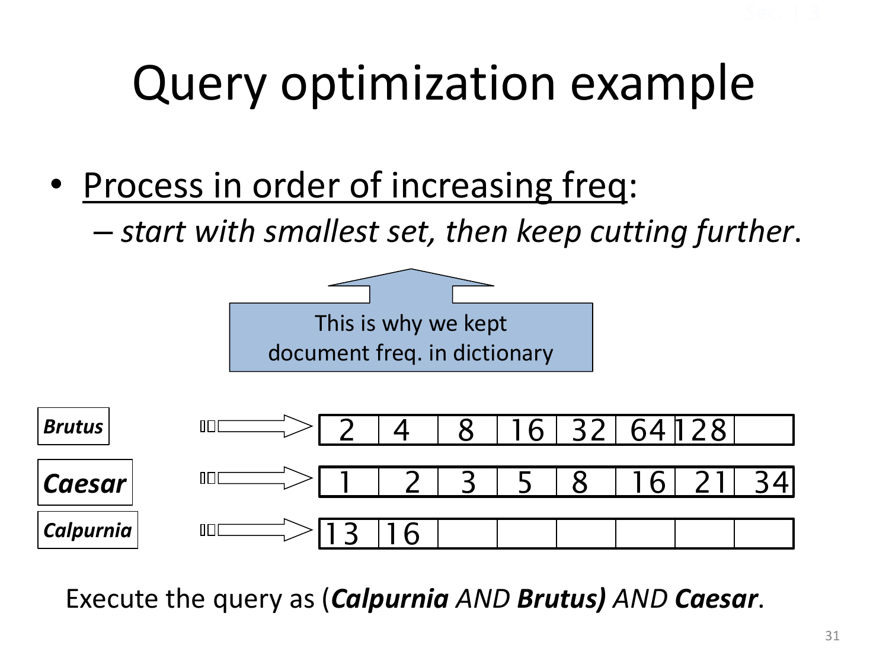# Query optimization example

- Process in order of increasing freq:
  - *start with smallest set, then keep cutting further*.

This is why we kept document freq. in dictionary

| | | | | | | | | |
|---|---|---|---|---|---|---|---|---|
| ***Brutus*** | 2 | 4 | 8 | 16 | 32 | 64 | 128 | |
| ***Caesar*** | 1 | 2 | 3 | 5 | 8 | 16 | 21 | 34 |
| ***Calpurnia*** | 13 | 16 | | | | | | |

Execute the query as (***Calpurnia*** *AND* ***Brutus)*** *AND* ***Caesar***.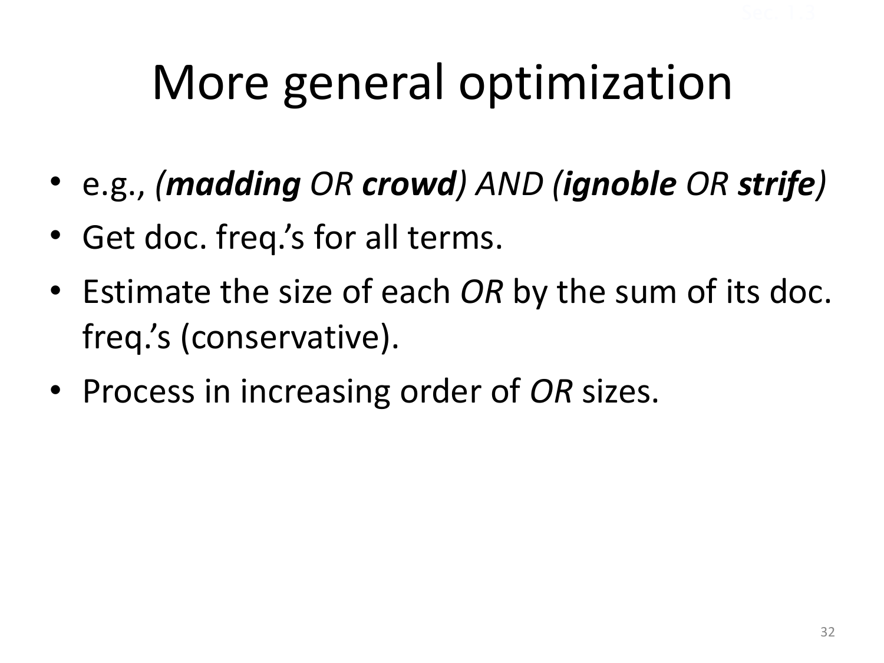# More general optimization

- e.g., ***(madding*** *OR* ***crowd****) AND (****ignoble*** *OR* ***strife****)*
- Get doc. freq.'s for all terms.
- Estimate the size of each *OR* by the sum of its doc. freq.'s (conservative).
- Process in increasing order of *OR* sizes.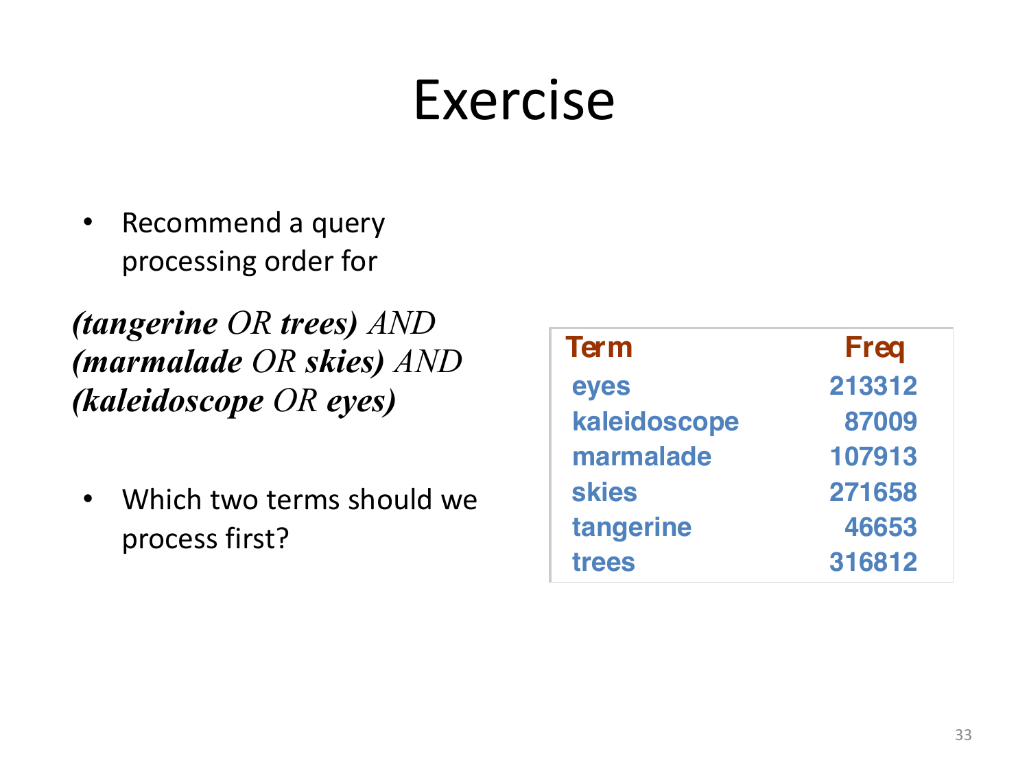# Exercise

- Recommend a query processing order for

***(tangerine** OR **trees)** AND*
***(marmalade** OR **skies)** AND*
***(kaleidoscope** OR **eyes)***

- Which two terms should we process first?

| Term | Freq |
|---|---|
| eyes | 213312 |
| kaleidoscope | 87009 |
| marmalade | 107913 |
| skies | 271658 |
| tangerine | 46653 |
| trees | 316812 |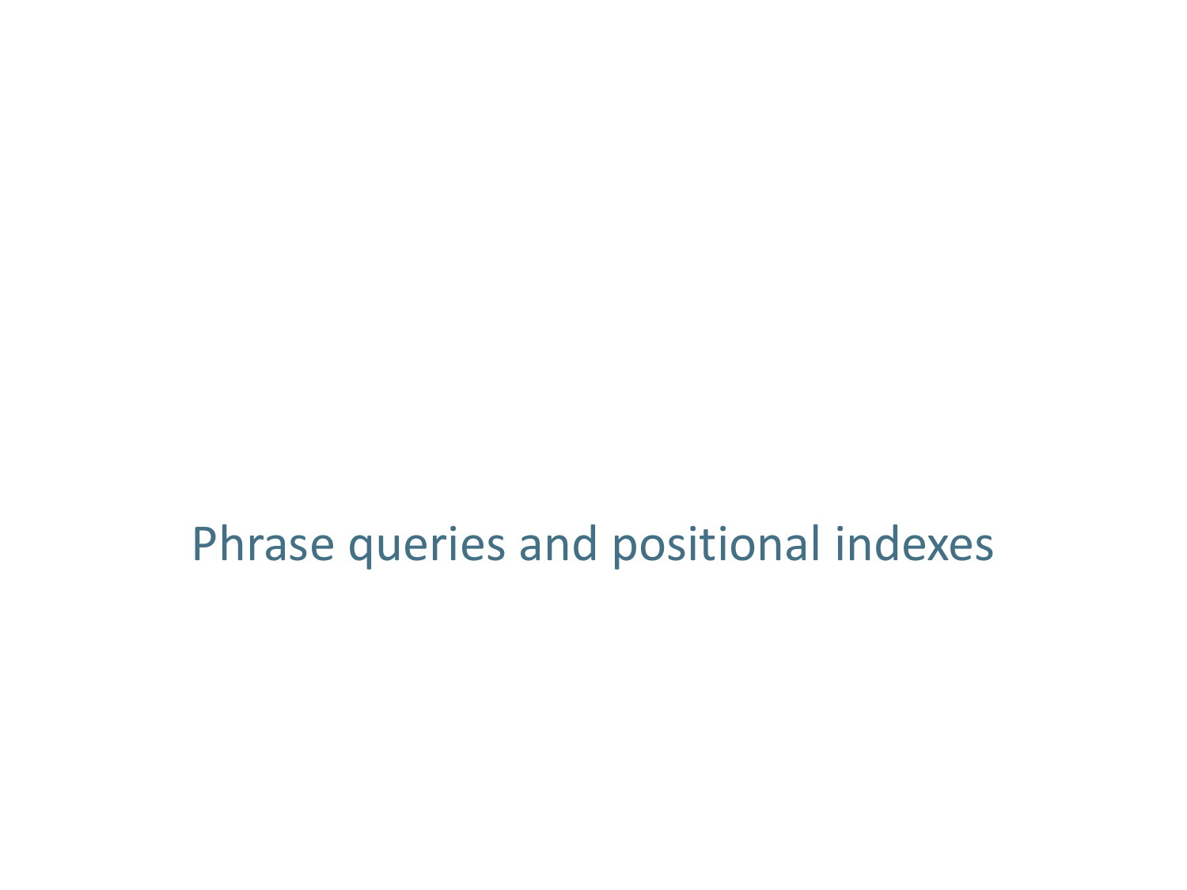# Phrase queries and positional indexes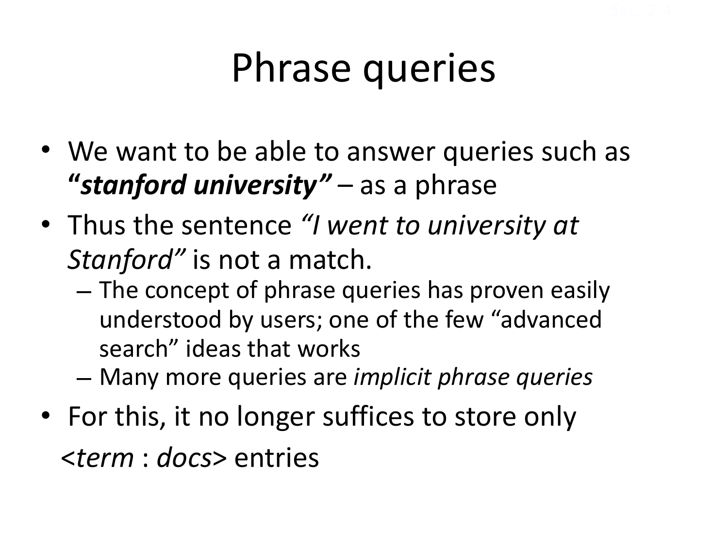# Phrase queries

- We want to be able to answer queries such as ***"stanford university"*** – as a phrase
- Thus the sentence *"I went to university at Stanford"* is not a match.
  - The concept of phrase queries has proven easily understood by users; one of the few "advanced search" ideas that works
  - Many more queries are *implicit phrase queries*
- For this, it no longer suffices to store only <*term* : *docs*> entries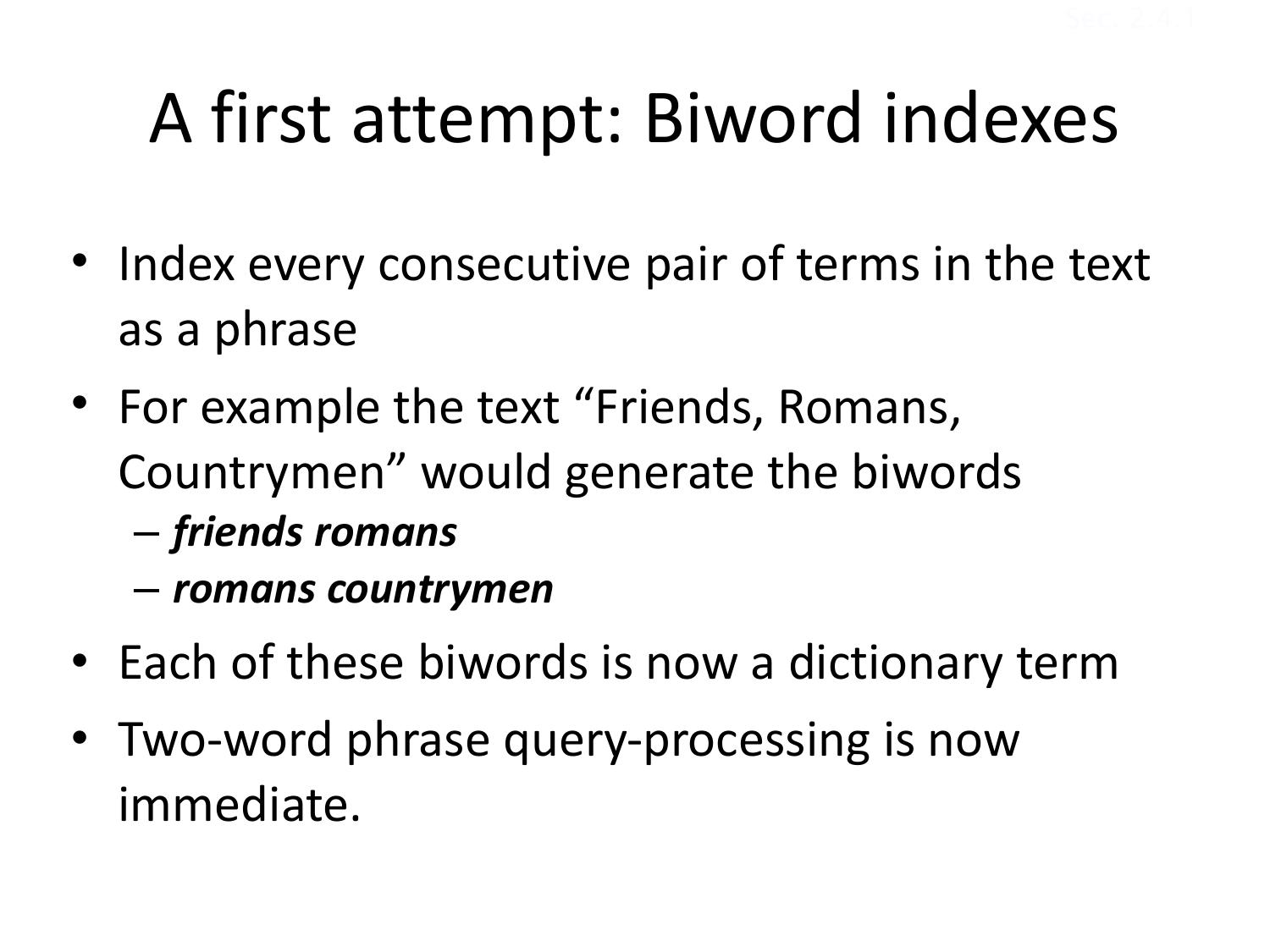# A first attempt: Biword indexes

- Index every consecutive pair of terms in the text as a phrase
- For example the text “Friends, Romans, Countrymen” would generate the biwords
  - ***friends romans***
  - ***romans countrymen***
- Each of these biwords is now a dictionary term
- Two-word phrase query-processing is now immediate.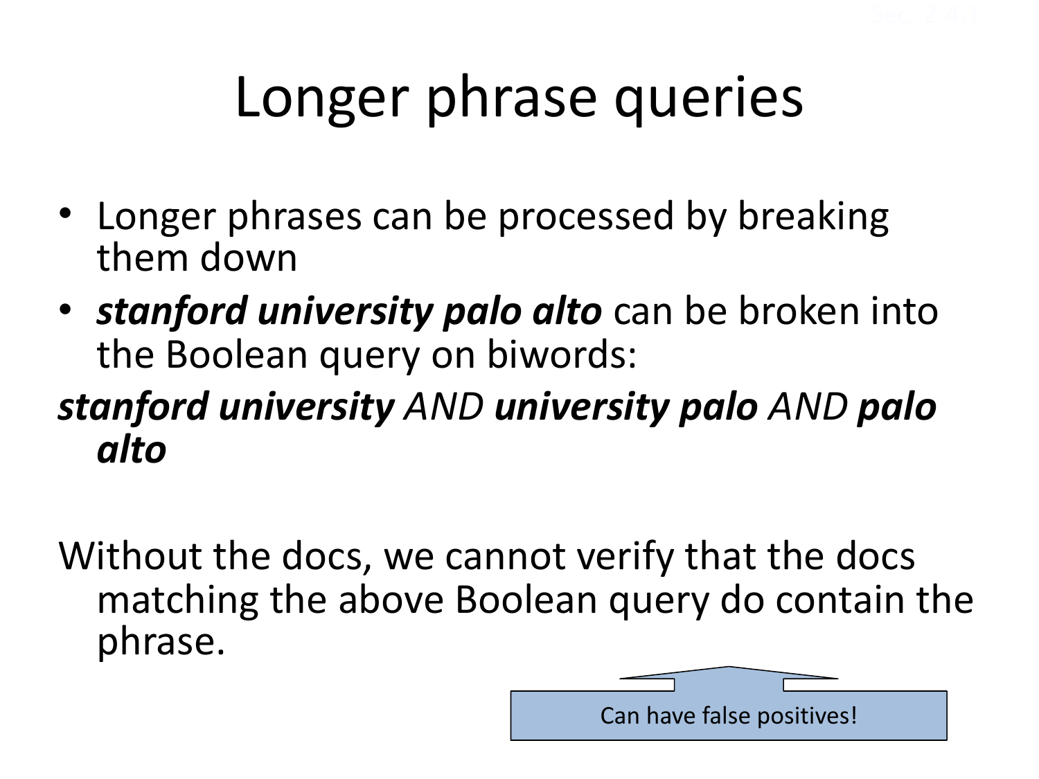# Longer phrase queries

- Longer phrases can be processed by breaking them down
- ***stanford university palo alto*** can be broken into the Boolean query on biwords:

***stanford university*** *AND* ***university palo*** *AND* ***palo alto***

Without the docs, we cannot verify that the docs matching the above Boolean query do contain the phrase.

Can have false positives!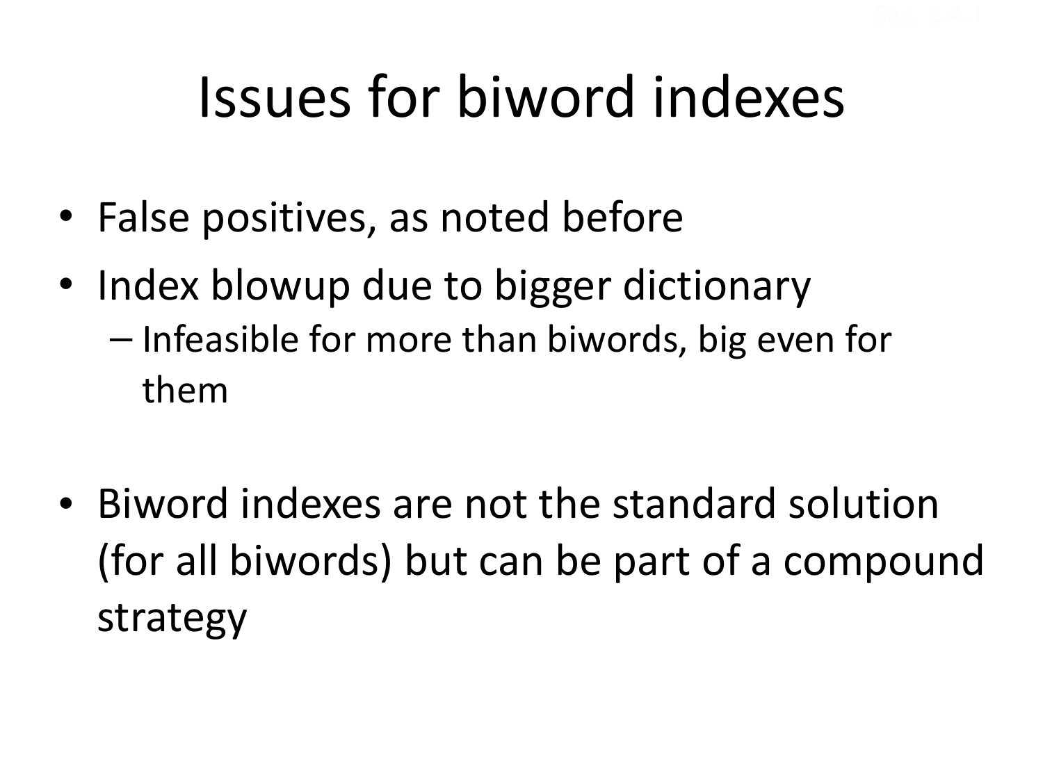# Issues for biword indexes

- False positives, as noted before
- Index blowup due to bigger dictionary
  - Infeasible for more than biwords, big even for them
- Biword indexes are not the standard solution (for all biwords) but can be part of a compound strategy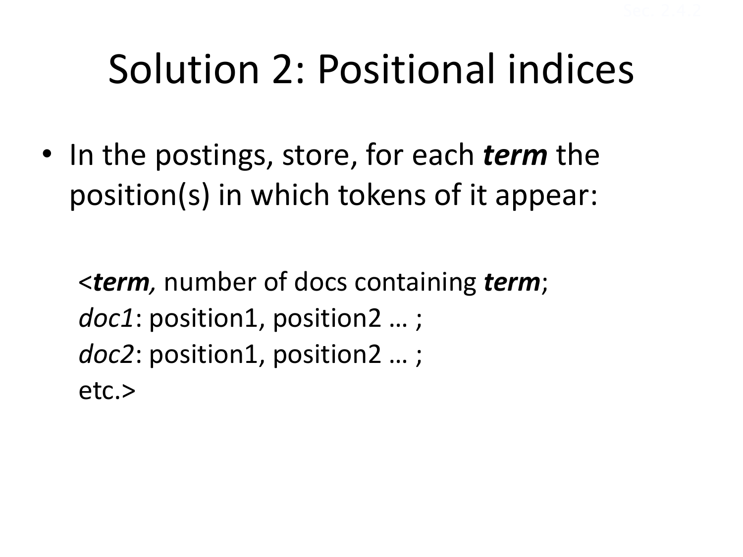# Solution 2: Positional indices

- In the postings, store, for each ***term*** the position(s) in which tokens of it appear:

<***term**,* number of docs containing ***term***;
*doc1*: position1, position2 … ;
*doc2*: position1, position2 … ;
etc.>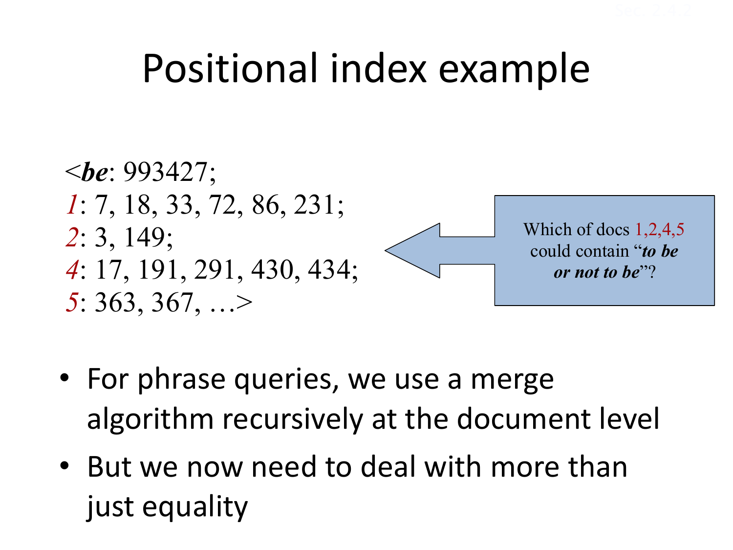# Positional index example

<***be***: 993427;
*1*: 7, 18, 33, 72, 86, 231;
*2*: 3, 149;
*4*: 17, 191, 291, 430, 434;
*5*: 363, 367, …>

Which of docs 1,2,4,5 could contain "***to be or not to be***"?

- For phrase queries, we use a merge algorithm recursively at the document level
- But we now need to deal with more than just equality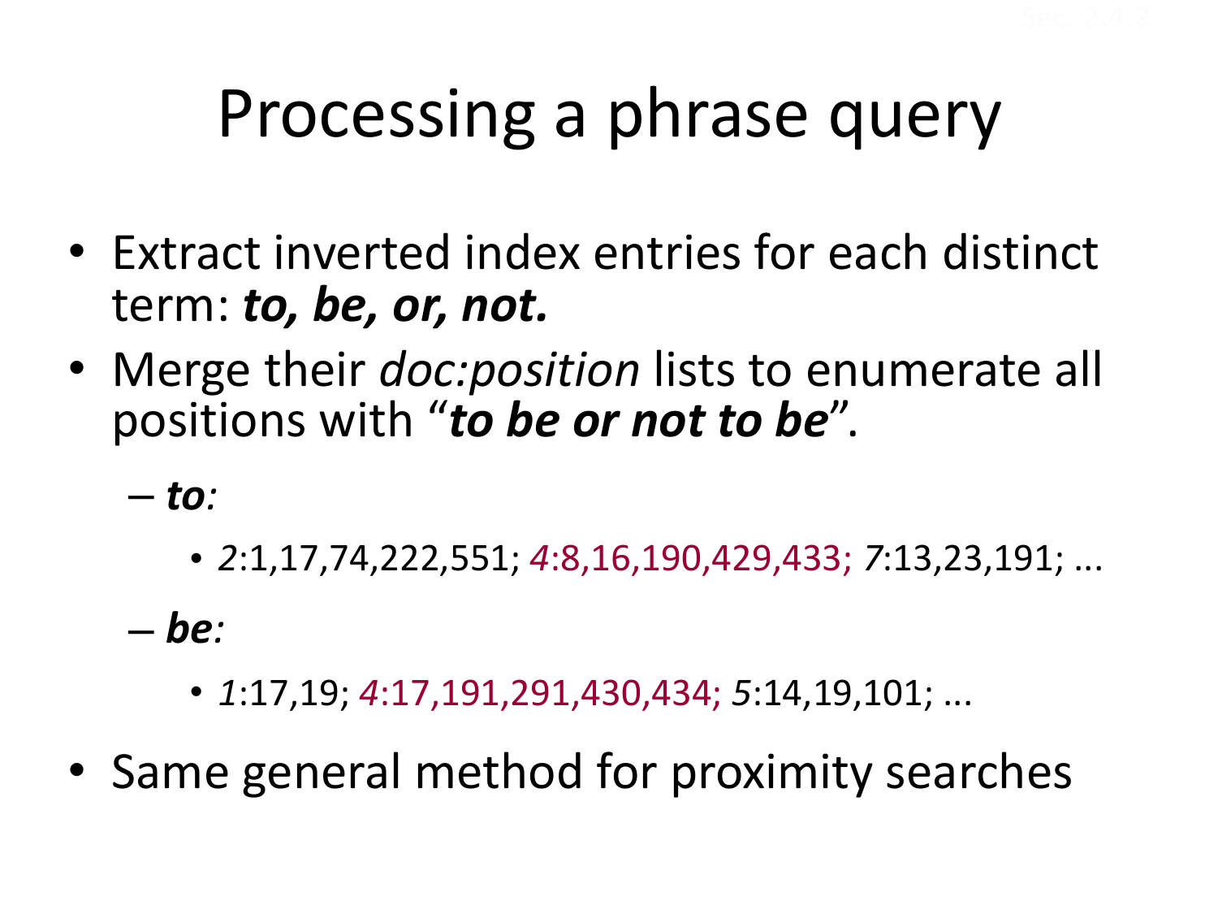# Processing a phrase query

- Extract inverted index entries for each distinct term: ***to, be, or, not.***
- Merge their *doc:position* lists to enumerate all positions with "***to be or not to be***".
  - ***to:***
    - *2*:1,17,74,222,551; *4*:8,16,190,429,433; *7*:13,23,191; ...
  - ***be:***
    - *1*:17,19; *4*:17,191,291,430,434; *5*:14,19,101; ...
- Same general method for proximity searches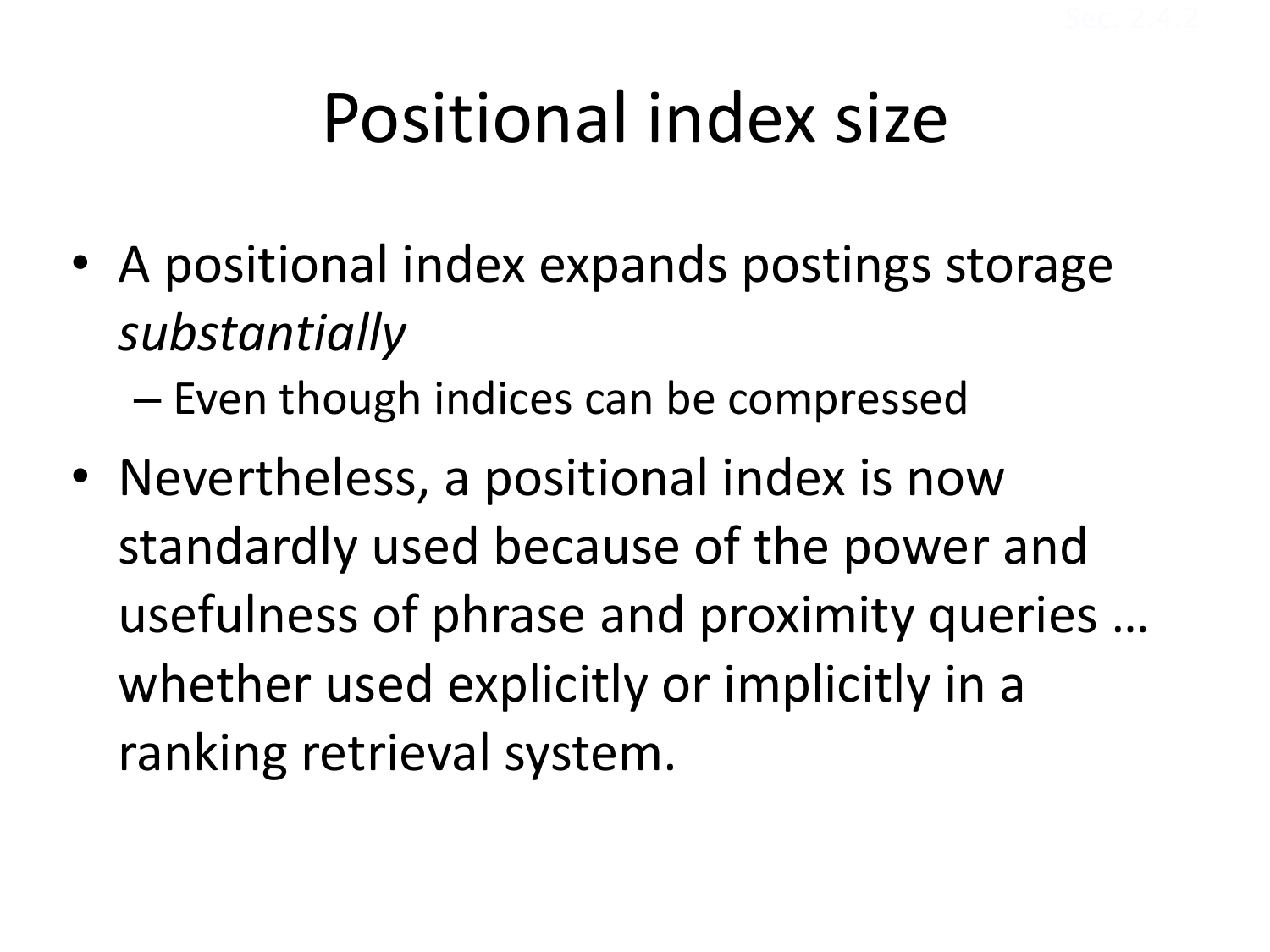# Positional index size

- A positional index expands postings storage *substantially*
  - Even though indices can be compressed
- Nevertheless, a positional index is now standardly used because of the power and usefulness of phrase and proximity queries … whether used explicitly or implicitly in a ranking retrieval system.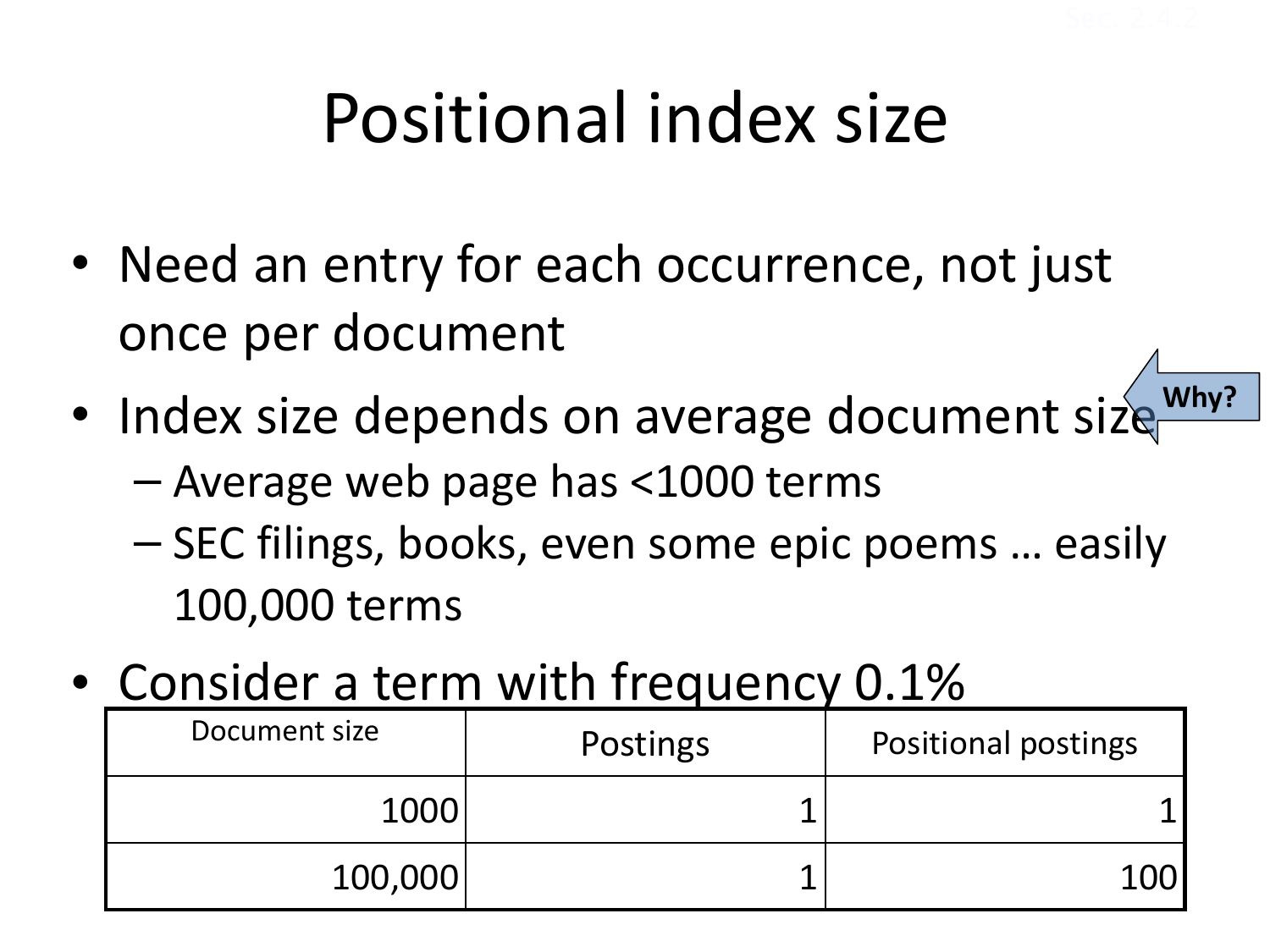# Positional index size

- Need an entry for each occurrence, not just once per document
- Index size depends on average document size ← Why?
  - Average web page has <1000 terms
  - SEC filings, books, even some epic poems … easily 100,000 terms
- Consider a term with frequency 0.1%

| Document size | Postings | Positional postings |
| ---: | ---: | ---: |
| 1000 | 1 | 1 |
| 100,000 | 1 | 100 |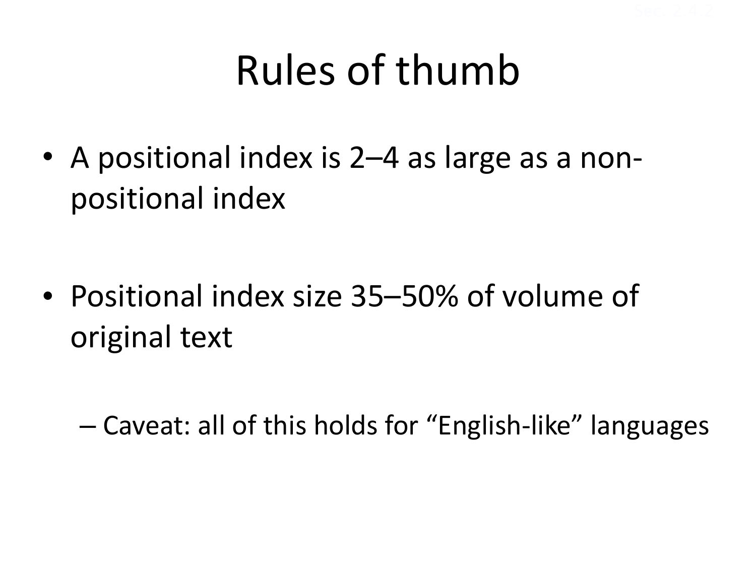# Rules of thumb

- A positional index is 2–4 as large as a non-positional index

- Positional index size 35–50% of volume of original text
  - Caveat: all of this holds for "English-like" languages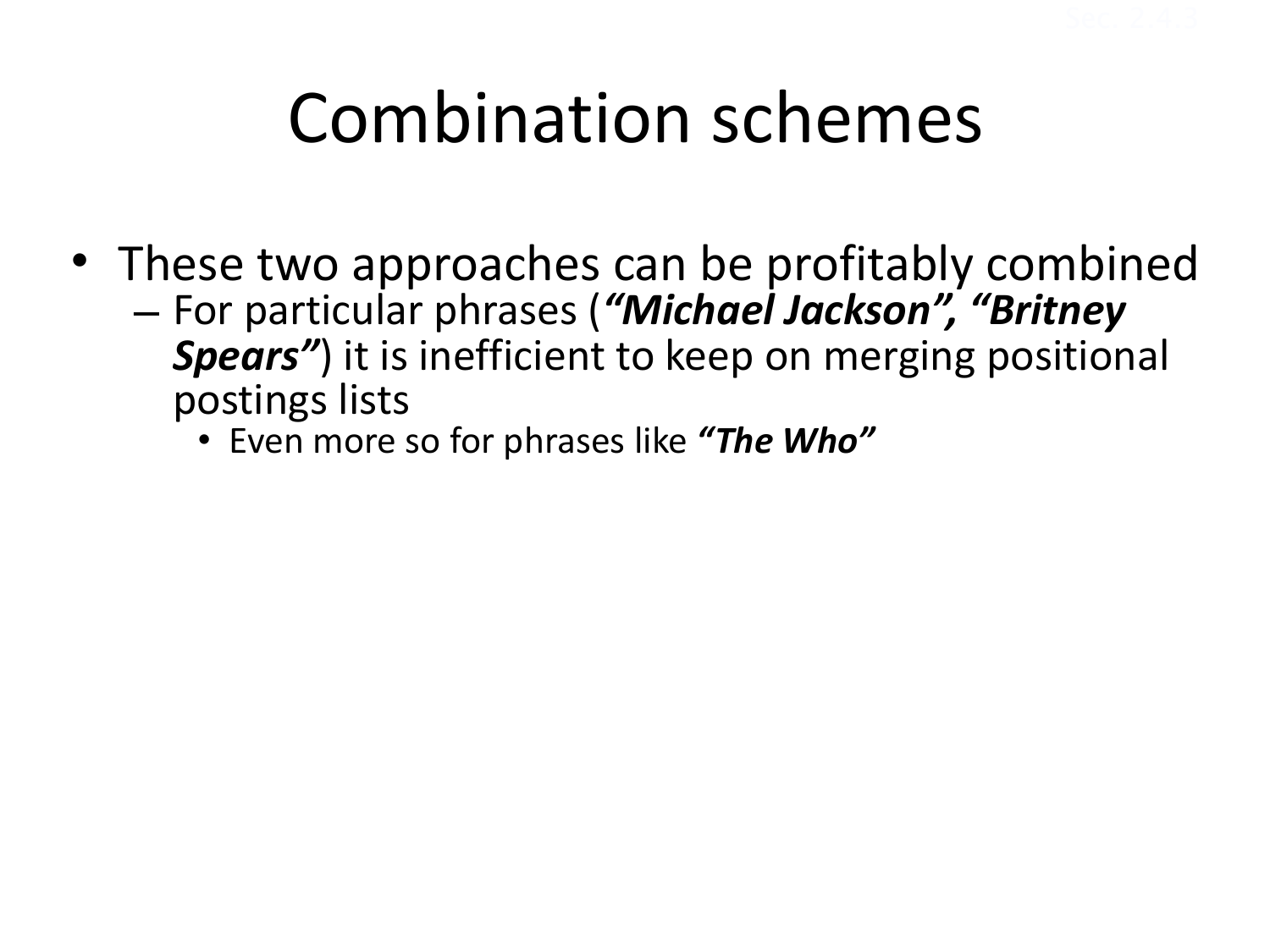# Combination schemes

- These two approaches can be profitably combined
  - For particular phrases (***"Michael Jackson", "Britney Spears"***) it is inefficient to keep on merging positional postings lists
    - Even more so for phrases like ***"The Who"***